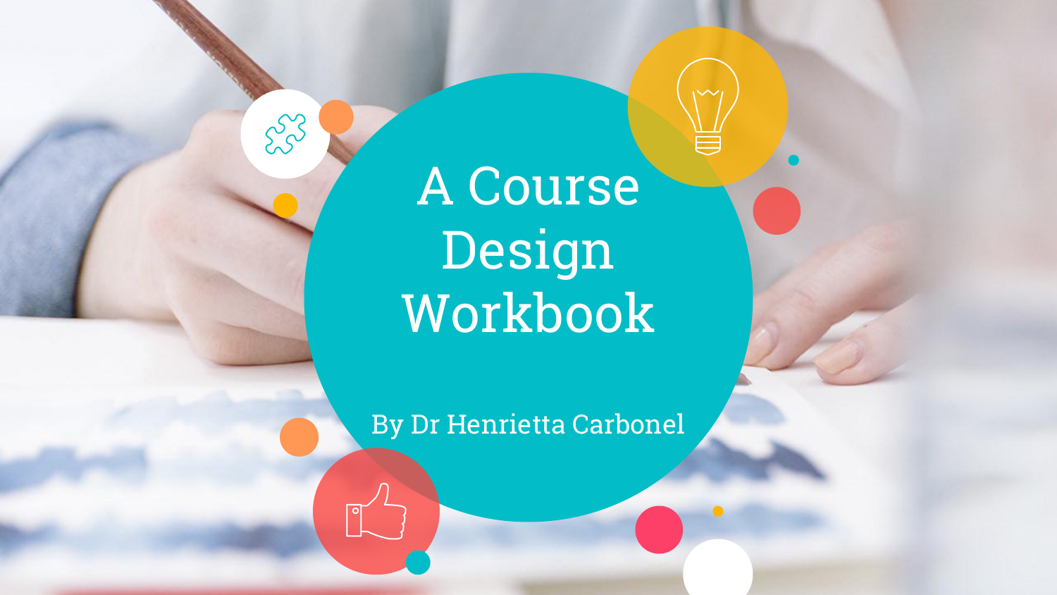# A Course Design Workbook

By Dr Henrietta Carbonel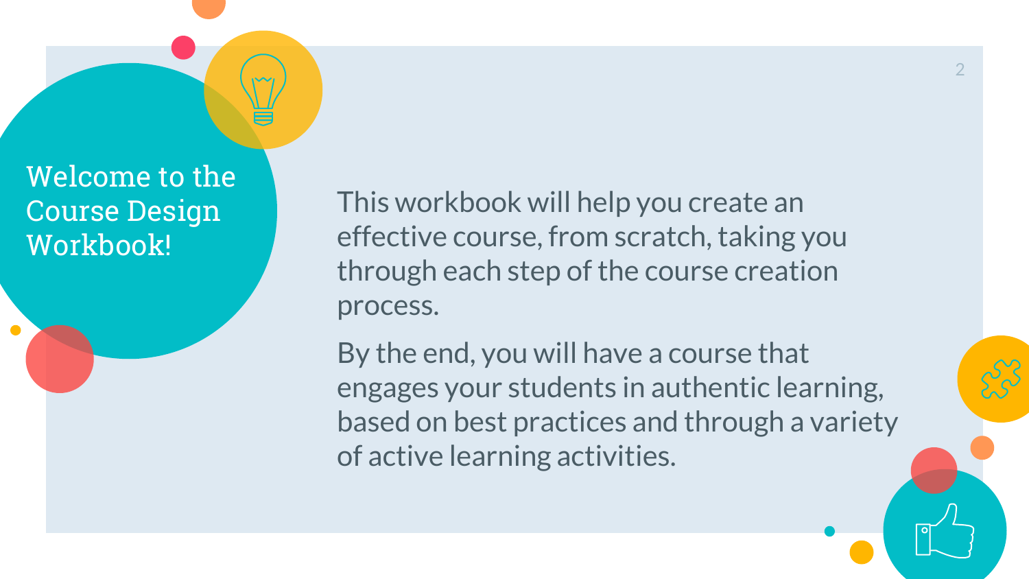# Welcome to the Course Design Workbook!

This workbook will help you create an effective course, from scratch, taking you through each step of the course creation process.

By the end, you will have a course that engages your students in authentic learning, based on best practices and through a variety of active learning activities.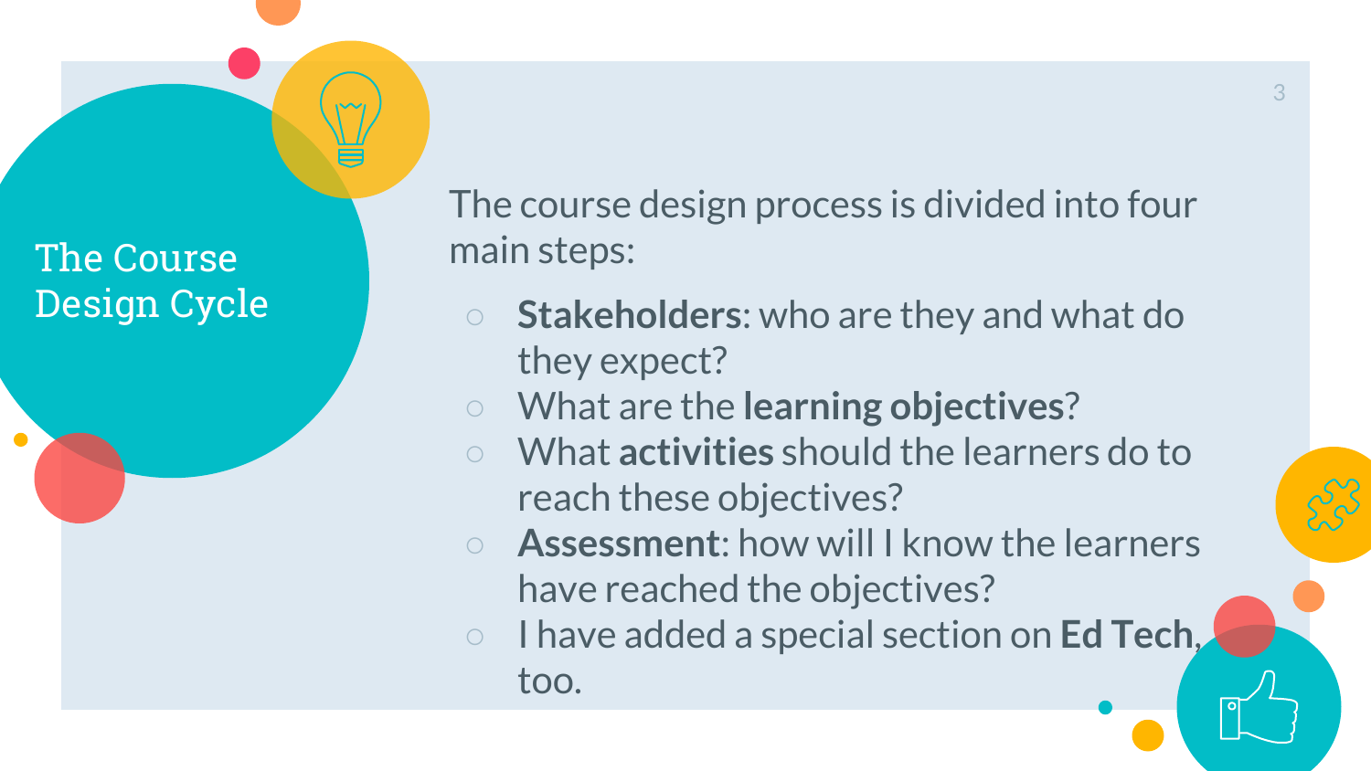# The Course Design Cycle

The course design process is divided into four main steps:

- **Stakeholders**: who are they and what do they expect?
- What are the **learning objectives**?
- What **activities** should the learners do to reach these objectives?
- **Assessment**: how will I know the learners have reached the objectives?
- I have added a special section on **Ed Tech**, too.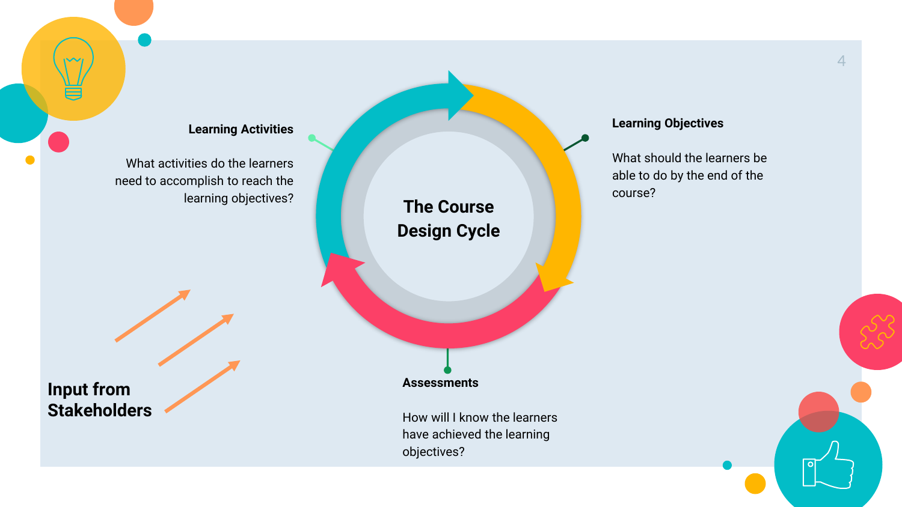# The Course Design Cycle

**Learning Objectives**

What should the learners be able to do by the end of the course?

**Assessments**

How will I know the learners have achieved the learning objectives?

**Learning Activities**

What activities do the learners need to accomplish to reach the learning objectives?

**Input from Stakeholders**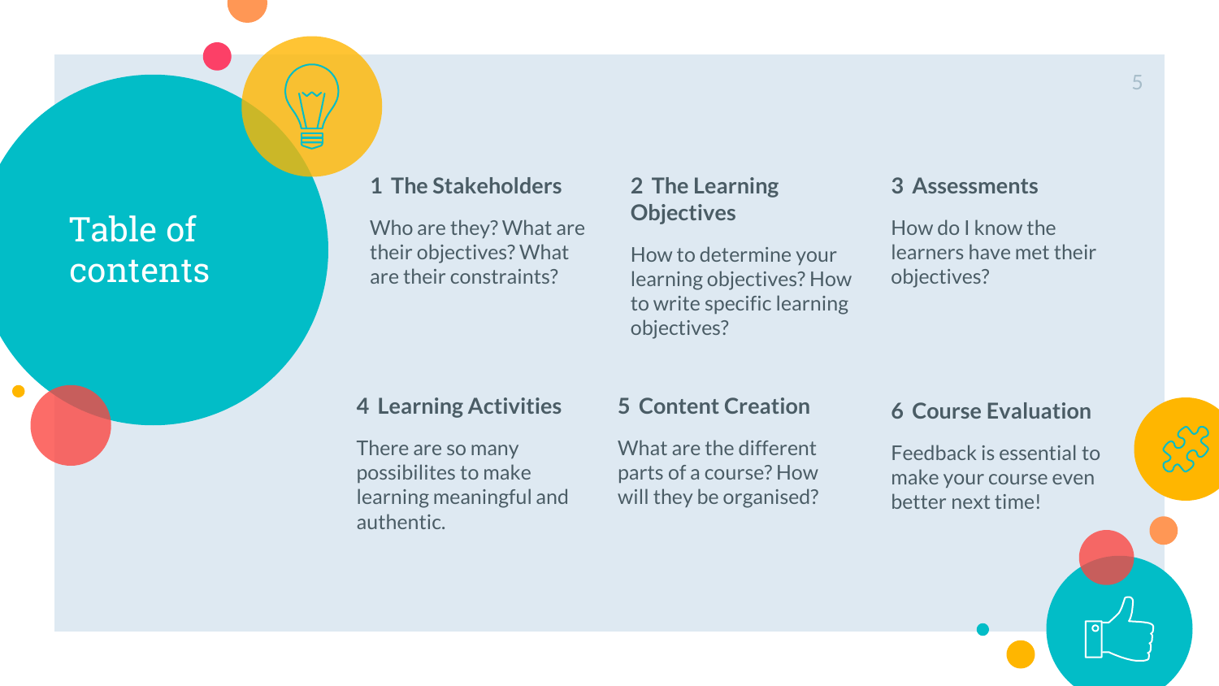# Table of contents

### 1 The Stakeholders

Who are they? What are their objectives? What are their constraints?

### 2 The Learning Objectives

How to determine your learning objectives? How to write specific learning objectives?

### 3 Assessments

How do I know the learners have met their objectives?

### 4 Learning Activities

There are so many possibilites to make learning meaningful and authentic.

### 5 Content Creation

What are the different parts of a course? How will they be organised?

### 6 Course Evaluation

Feedback is essential to make your course even better next time!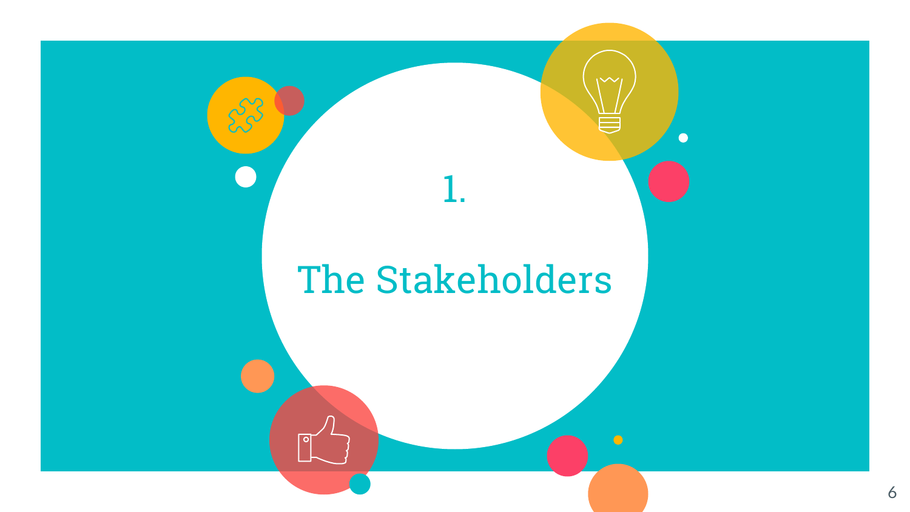# 1.

# The Stakeholders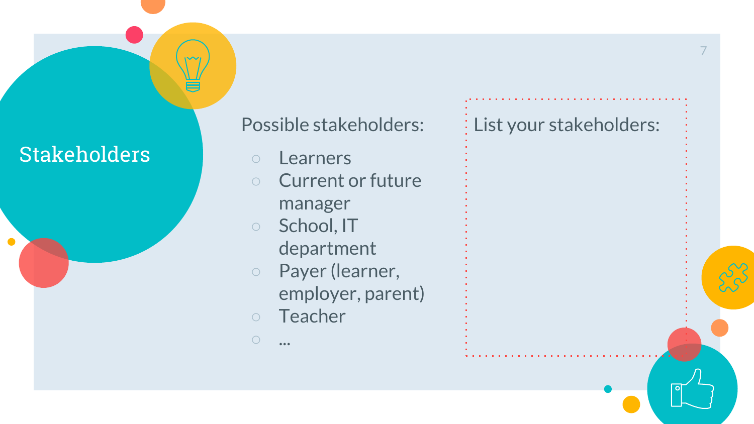# Stakeholders

Possible stakeholders:

- Learners
- Current or future manager
- School, IT department
- Payer (learner, employer, parent)
- Teacher
- ...

List your stakeholders: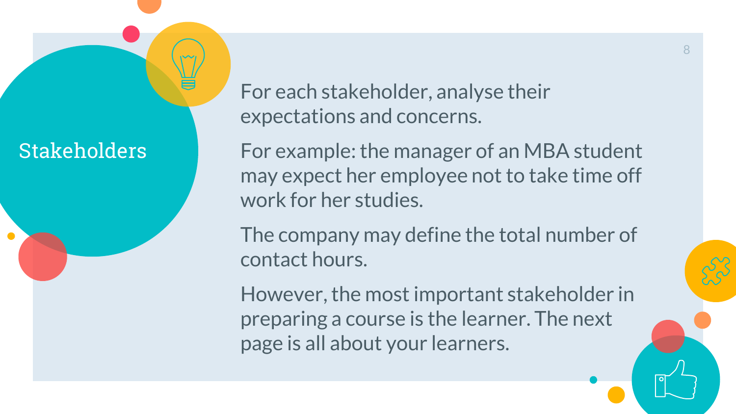# Stakeholders

For each stakeholder, analyse their expectations and concerns.

For example: the manager of an MBA student may expect her employee not to take time off work for her studies.

The company may define the total number of contact hours.

However, the most important stakeholder in preparing a course is the learner. The next page is all about your learners.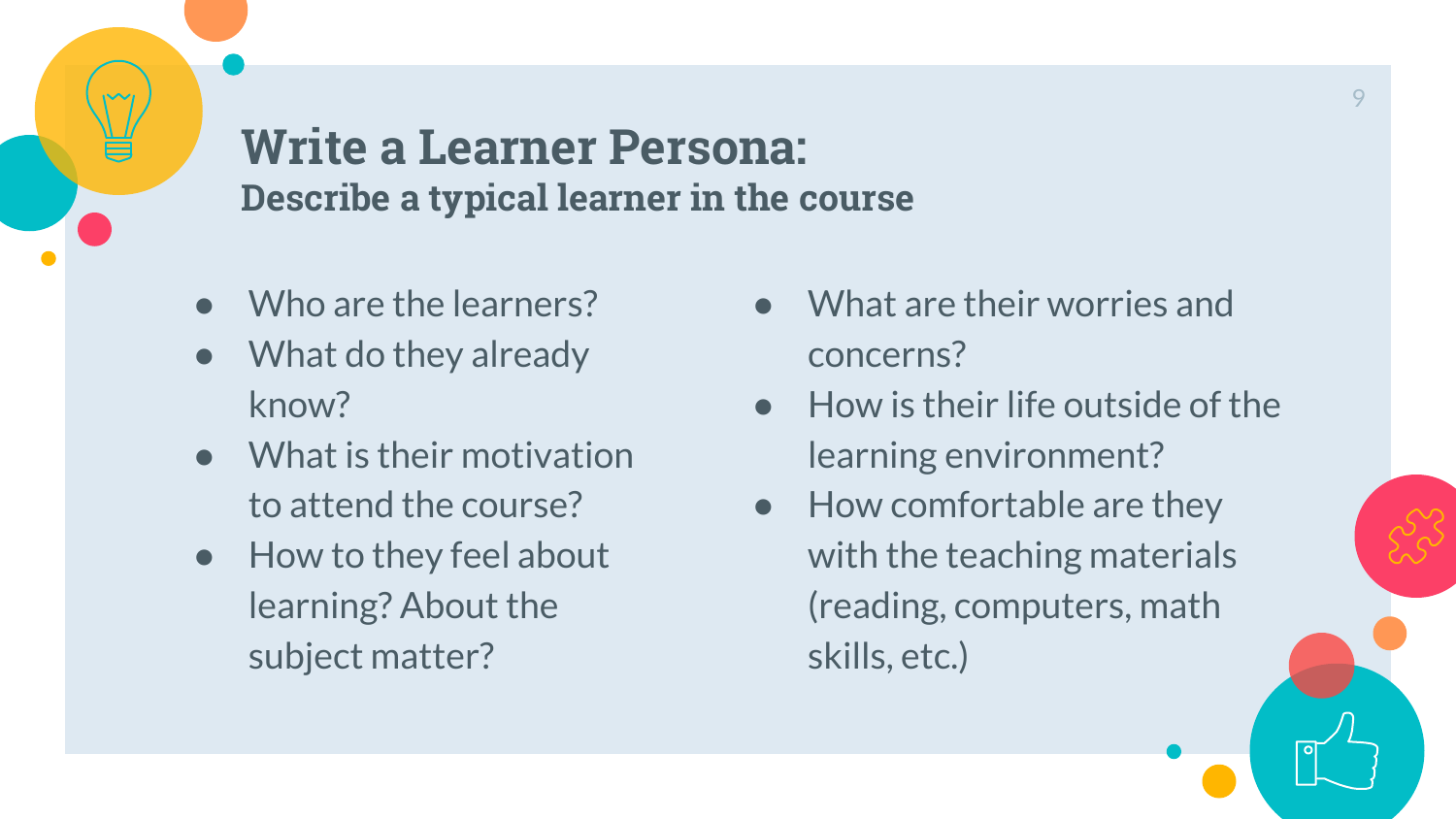# Write a Learner Persona:

## Describe a typical learner in the course

- Who are the learners?
- What do they already know?
- What is their motivation to attend the course?
- How to they feel about learning? About the subject matter?
- What are their worries and concerns?
- How is their life outside of the learning environment?
- How comfortable are they with the teaching materials (reading, computers, math skills, etc.)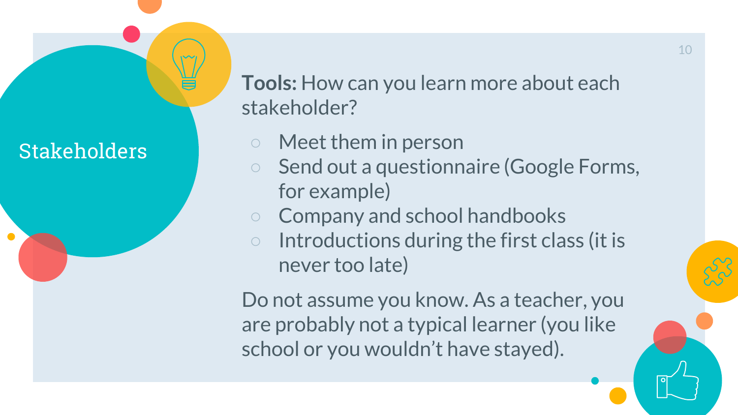# Stakeholders

**Tools:** How can you learn more about each stakeholder?

- Meet them in person
- Send out a questionnaire (Google Forms, for example)
- Company and school handbooks
- Introductions during the first class (it is never too late)

Do not assume you know. As a teacher, you are probably not a typical learner (you like school or you wouldn't have stayed).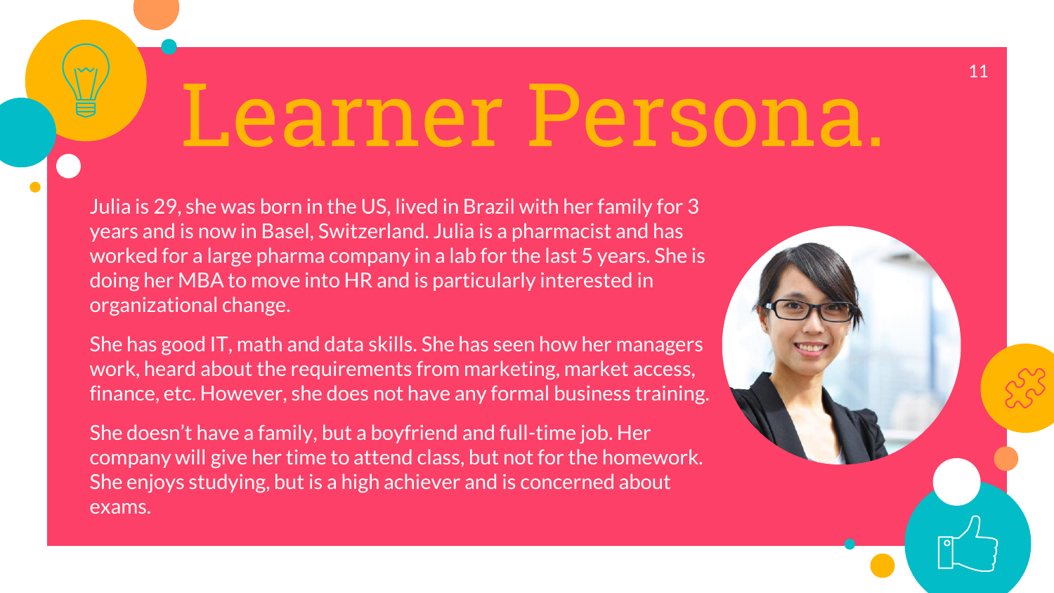# Learner Persona.

Julia is 29, she was born in the US, lived in Brazil with her family for 3 years and is now in Basel, Switzerland. Julia is a pharmacist and has worked for a large pharma company in a lab for the last 5 years. She is doing her MBA to move into HR and is particularly interested in organizational change.

She has good IT, math and data skills. She has seen how her managers work, heard about the requirements from marketing, market access, finance, etc. However, she does not have any formal business training.

She doesn't have a family, but a boyfriend and full-time job. Her company will give her time to attend class, but not for the homework. She enjoys studying, but is a high achiever and is concerned about exams.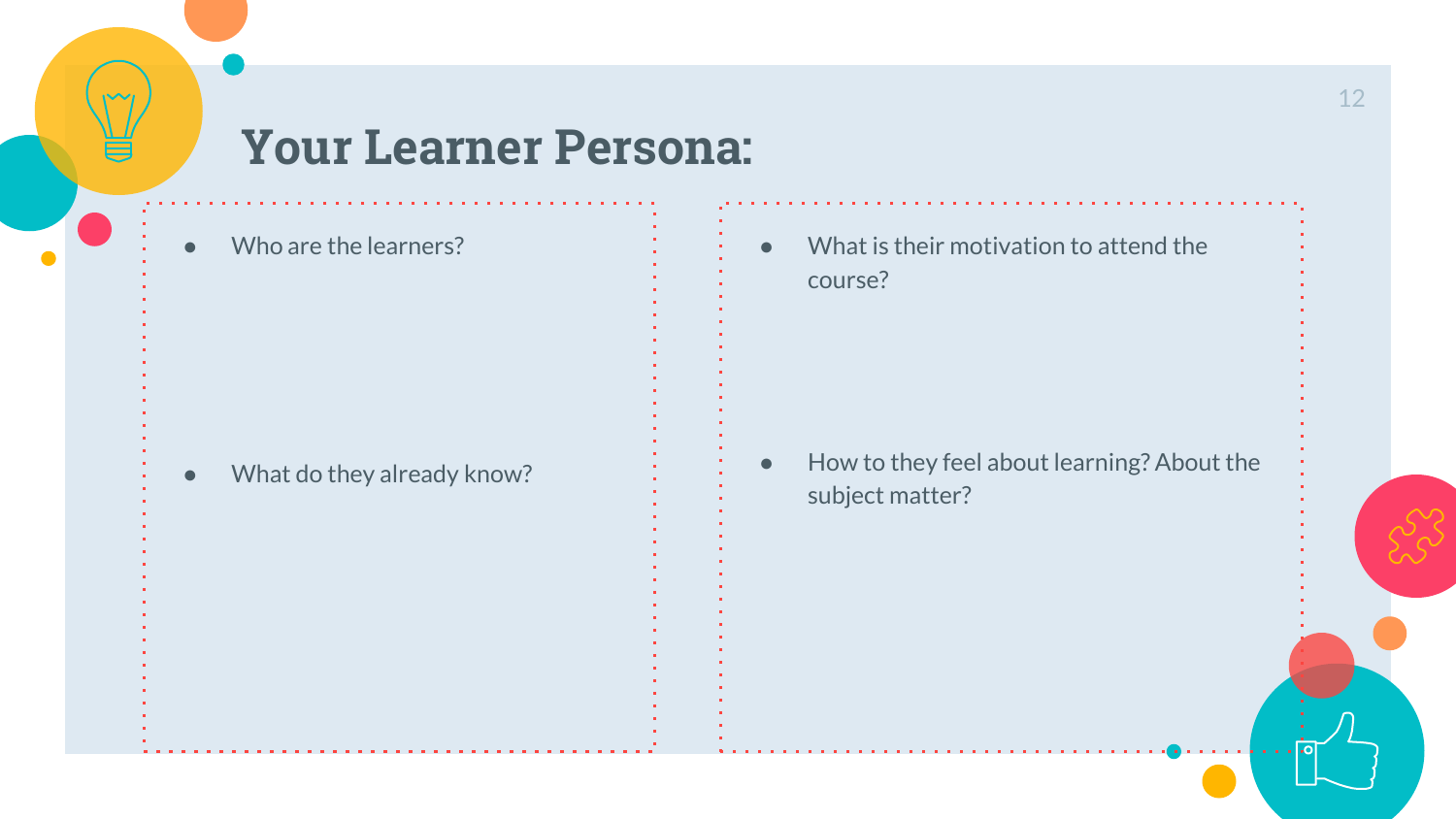# Your Learner Persona:

- Who are the learners?

- What do they already know?

- What is their motivation to attend the course?

- How to they feel about learning? About the subject matter?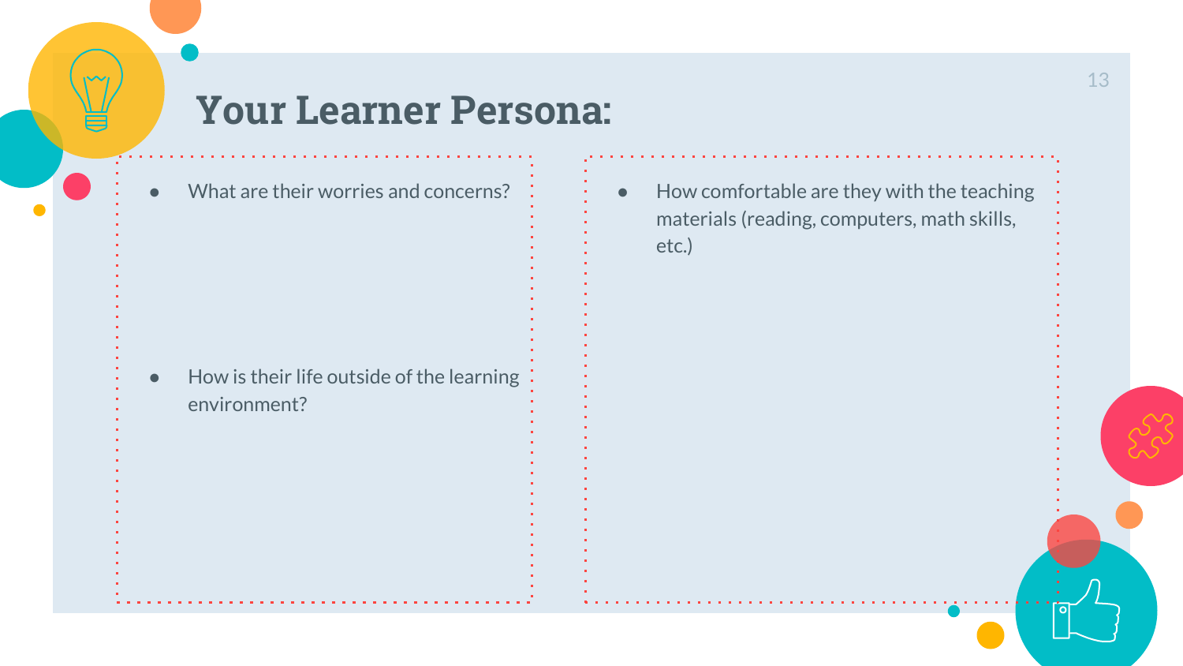# Your Learner Persona:

- What are their worries and concerns?

- How is their life outside of the learning environment?

- How comfortable are they with the teaching materials (reading, computers, math skills, etc.)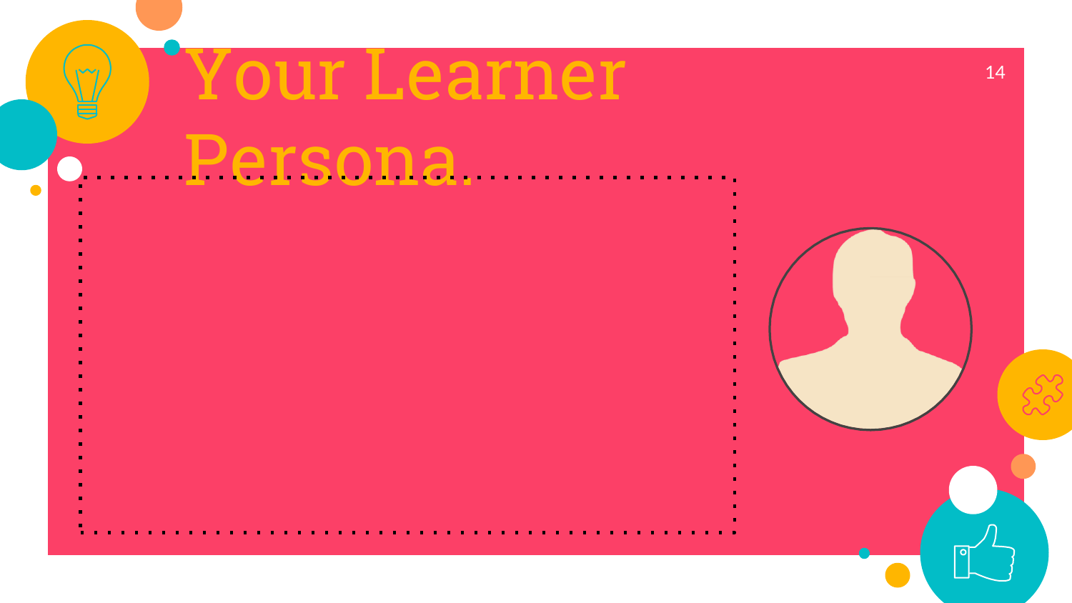# Your Learner Persona.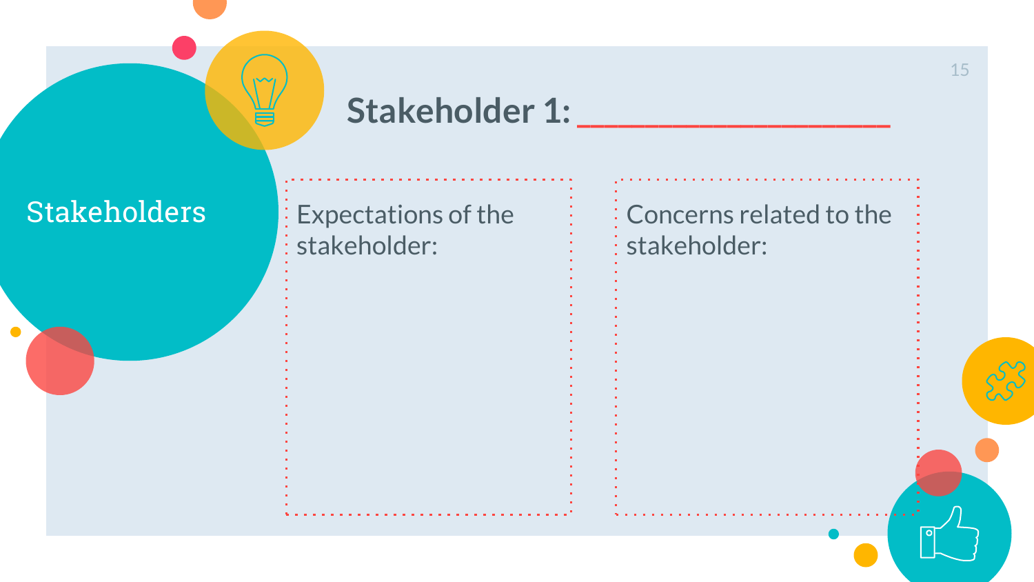Stakeholders

## Stakeholder 1: ________________

| Expectations of the stakeholder: | Concerns related to the stakeholder: |
| --- | --- |
| | |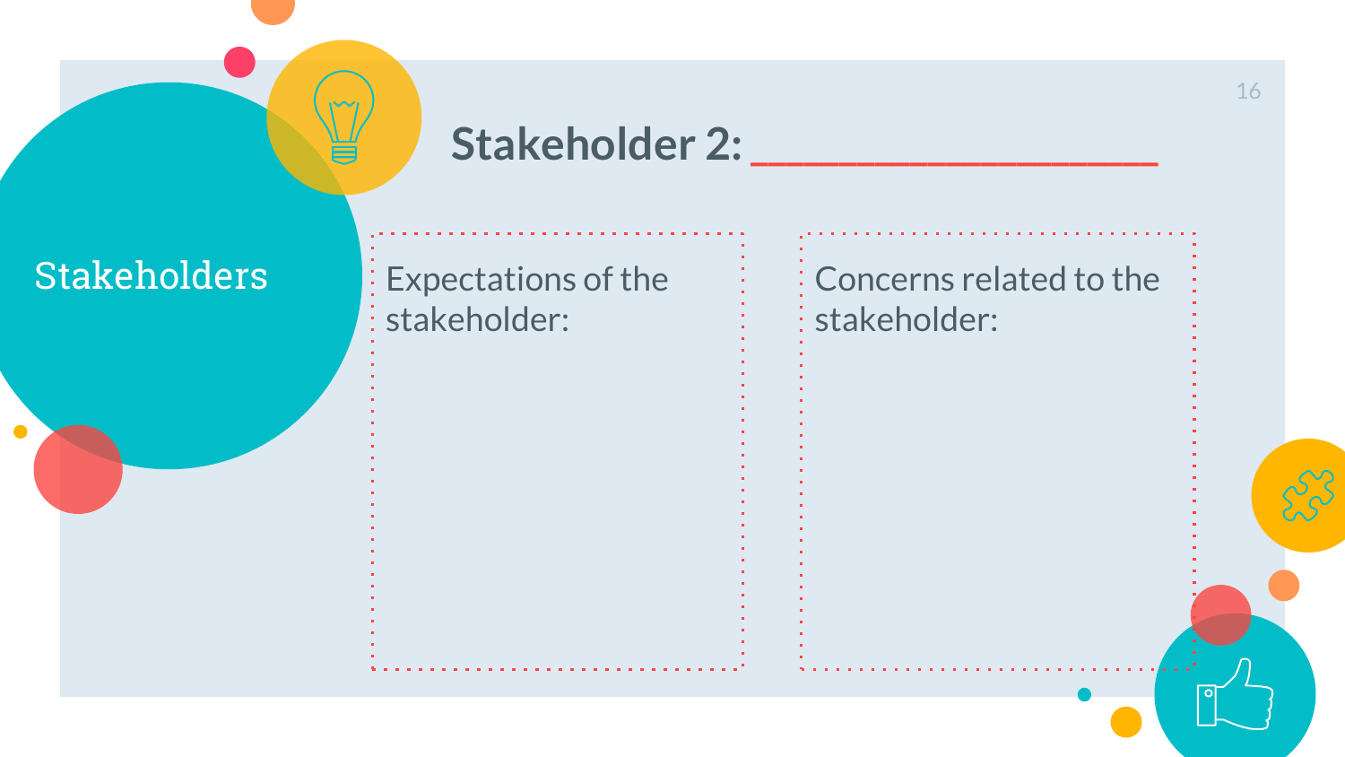Stakeholders

## Stakeholder 2: ____________________

Expectations of the stakeholder:

Concerns related to the stakeholder: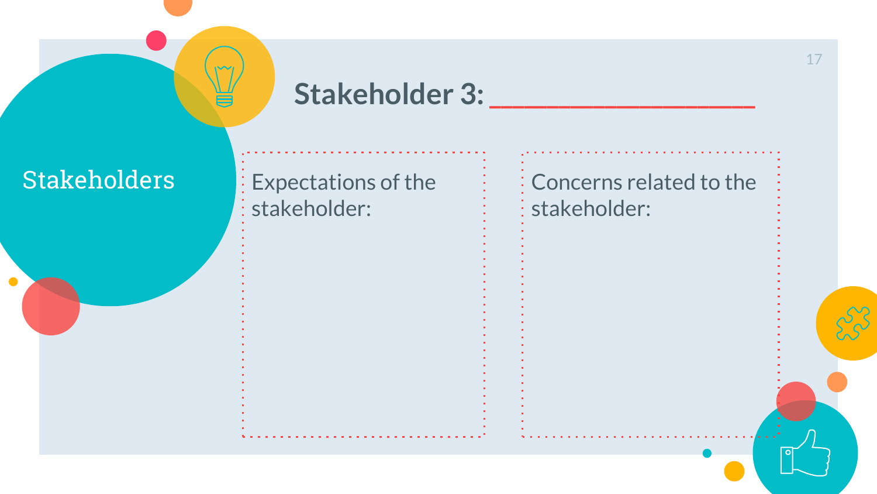Stakeholders

## Stakeholder 3: ___________________

Expectations of the stakeholder:

Concerns related to the stakeholder: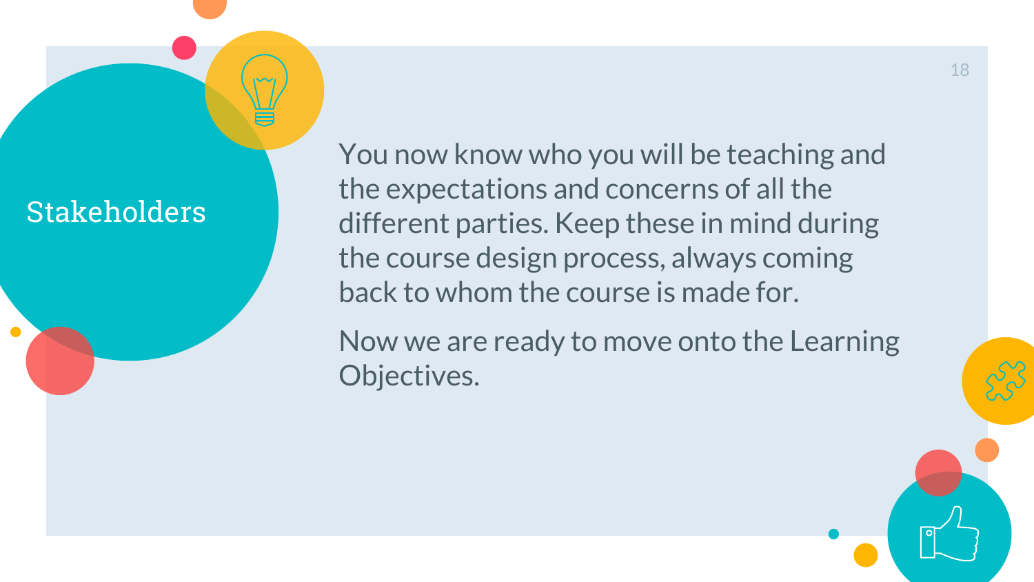# Stakeholders

You now know who you will be teaching and the expectations and concerns of all the different parties. Keep these in mind during the course design process, always coming back to whom the course is made for.

Now we are ready to move onto the Learning Objectives.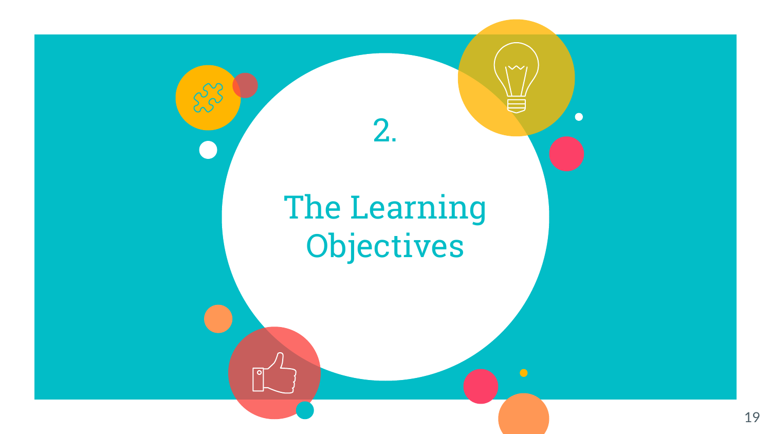# 2.

# The Learning Objectives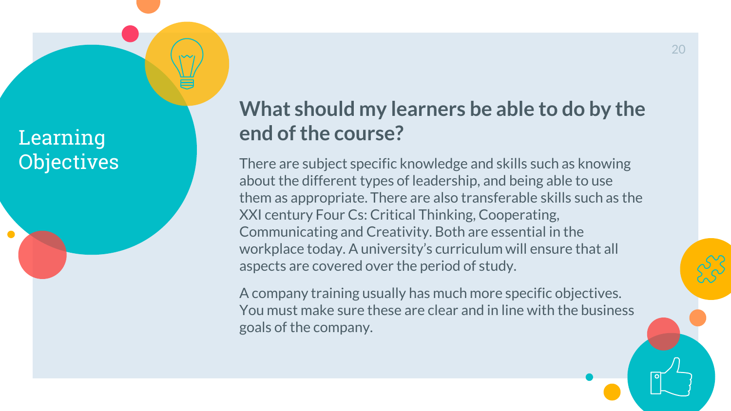# Learning Objectives

## What should my learners be able to do by the end of the course?

There are subject specific knowledge and skills such as knowing about the different types of leadership, and being able to use them as appropriate. There are also transferable skills such as the XXI century Four Cs: Critical Thinking, Cooperating, Communicating and Creativity. Both are essential in the workplace today. A university's curriculum will ensure that all aspects are covered over the period of study.

A company training usually has much more specific objectives. You must make sure these are clear and in line with the business goals of the company.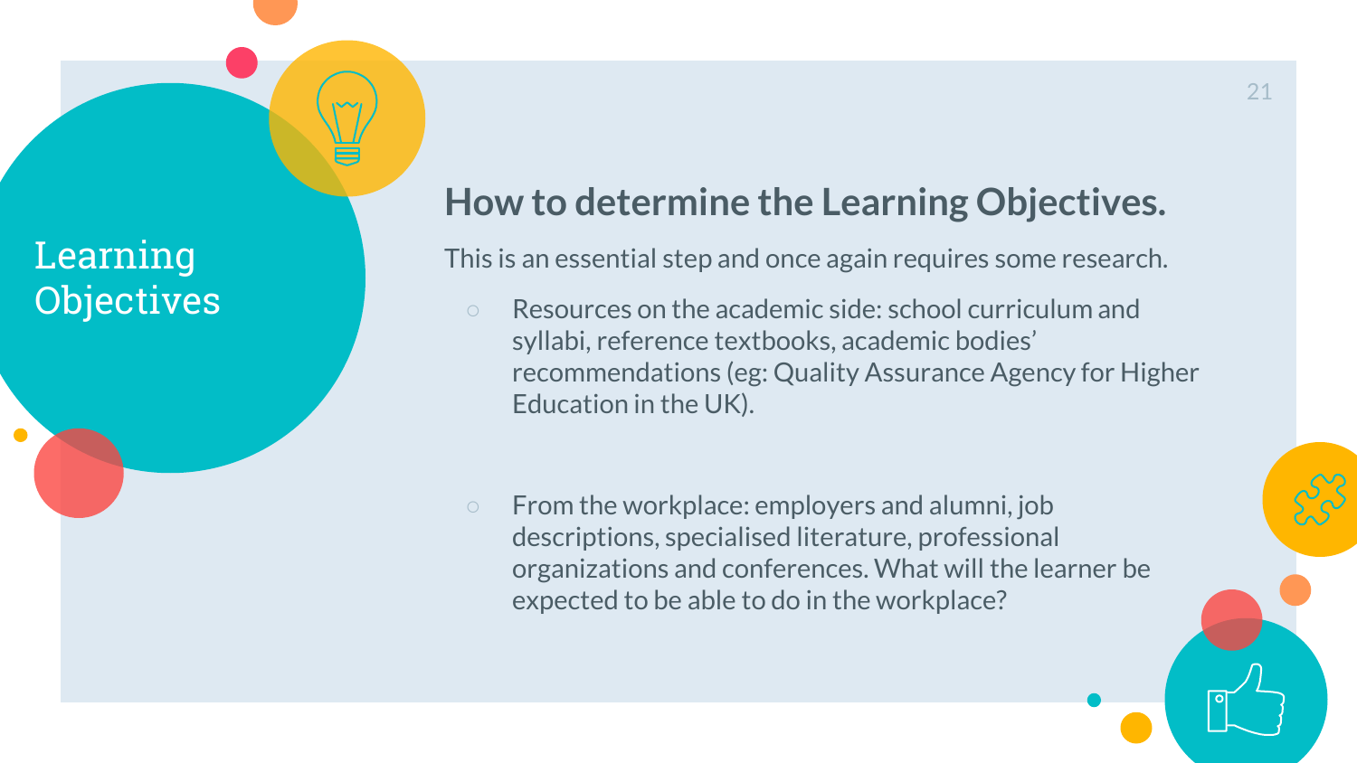# Learning Objectives

## How to determine the Learning Objectives.

This is an essential step and once again requires some research.

- Resources on the academic side: school curriculum and syllabi, reference textbooks, academic bodies' recommendations (eg: Quality Assurance Agency for Higher Education in the UK).

- From the workplace: employers and alumni, job descriptions, specialised literature, professional organizations and conferences. What will the learner be expected to be able to do in the workplace?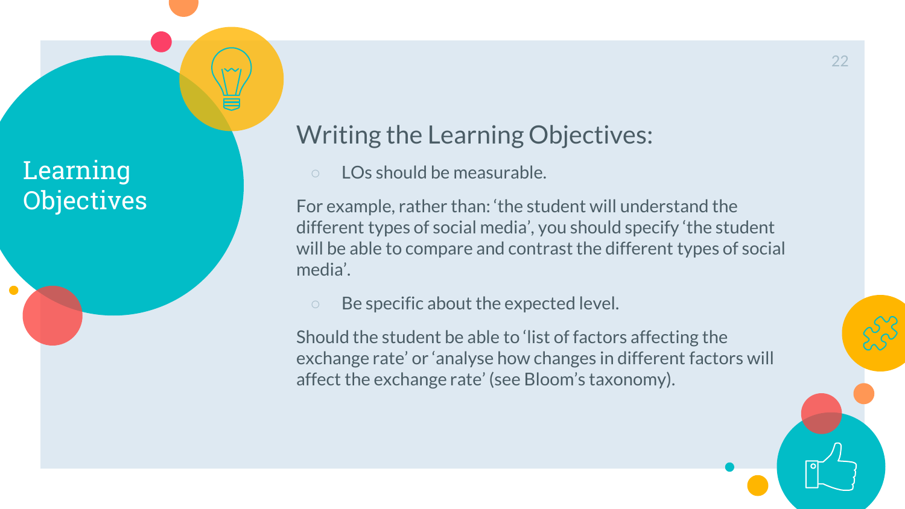# Learning Objectives

## Writing the Learning Objectives:

- LOs should be measurable.

For example, rather than: ‘the student will understand the different types of social media’, you should specify ‘the student will be able to compare and contrast the different types of social media’.

- Be specific about the expected level.

Should the student be able to ‘list of factors affecting the exchange rate’ or ‘analyse how changes in different factors will affect the exchange rate’ (see Bloom’s taxonomy).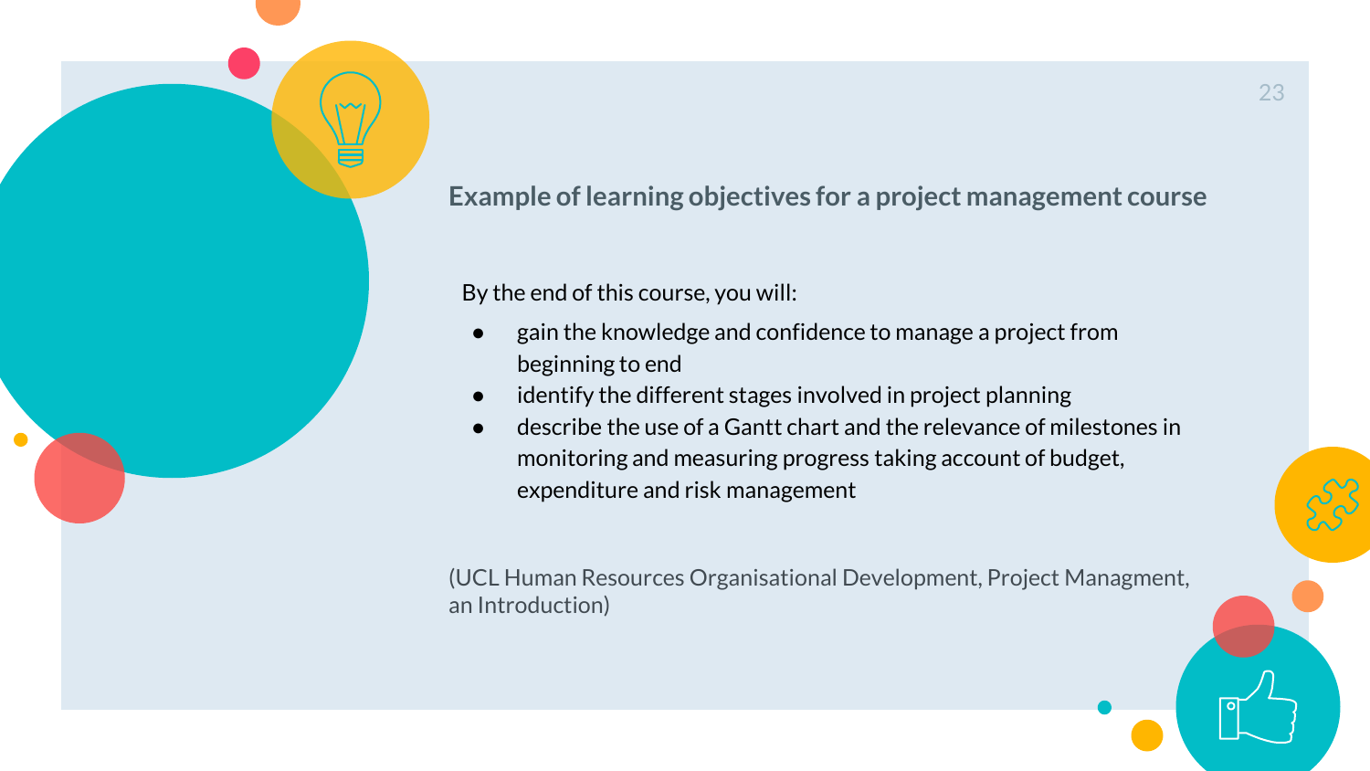## Example of learning objectives for a project management course

By the end of this course, you will:

- gain the knowledge and confidence to manage a project from beginning to end
- identify the different stages involved in project planning
- describe the use of a Gantt chart and the relevance of milestones in monitoring and measuring progress taking account of budget, expenditure and risk management

(UCL Human Resources Organisational Development, Project Managment, an Introduction)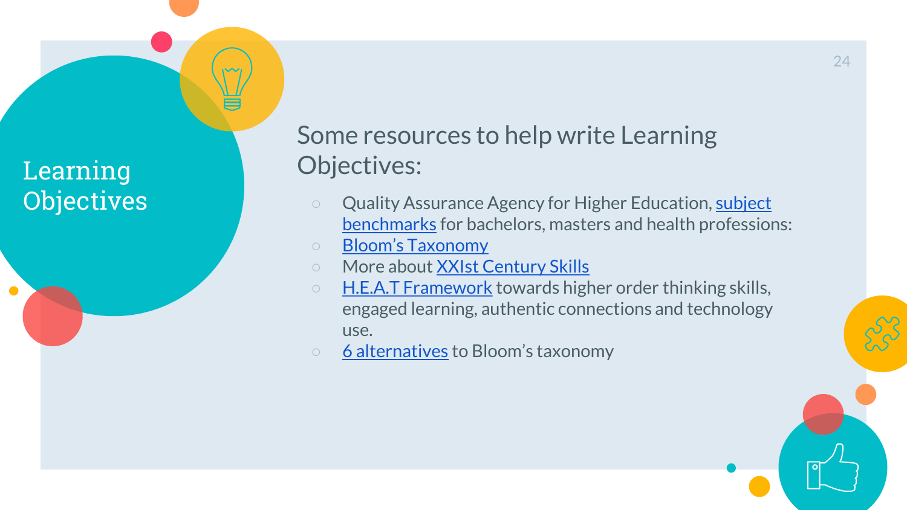# Learning Objectives

## Some resources to help write Learning Objectives:

- Quality Assurance Agency for Higher Education, subject benchmarks for bachelors, masters and health professions:
- Bloom's Taxonomy
- More about XXIst Century Skills
- H.E.A.T Framework towards higher order thinking skills, engaged learning, authentic connections and technology use.
- 6 alternatives to Bloom's taxonomy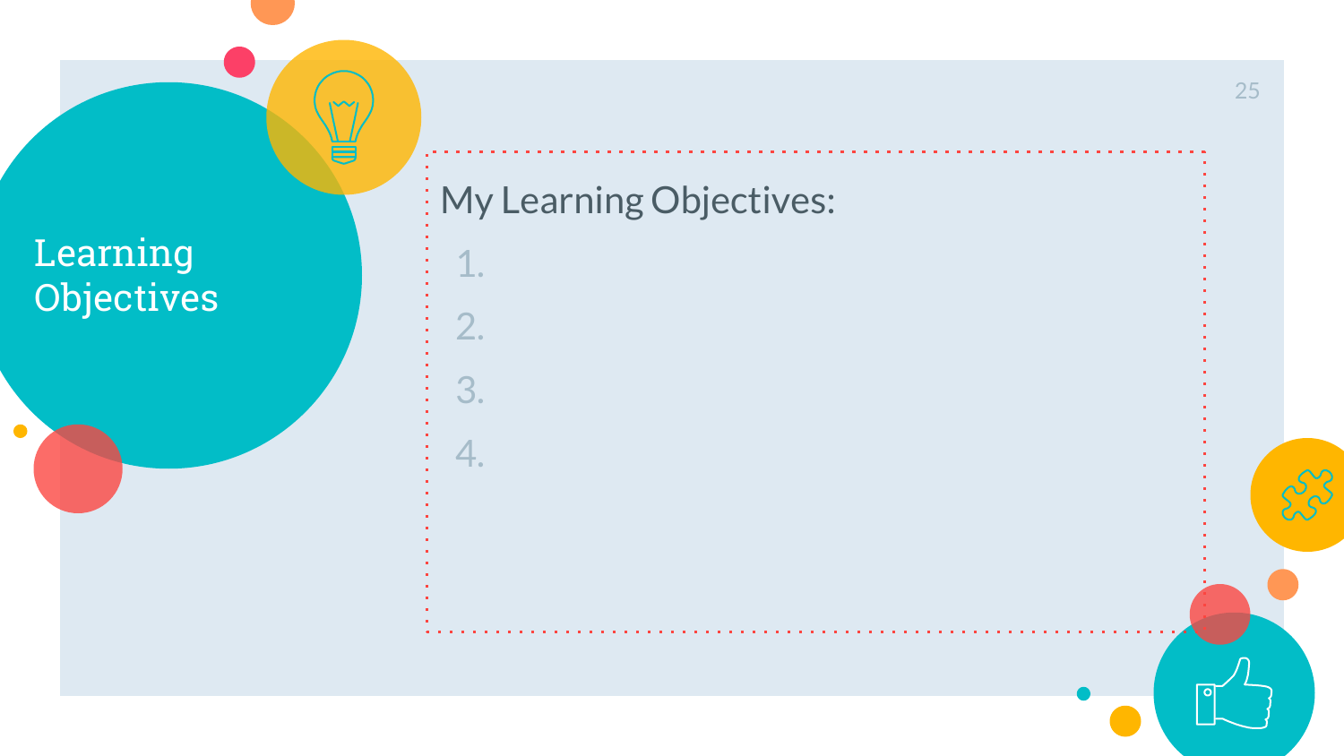# Learning Objectives

My Learning Objectives:

1. 
2. 
3. 
4.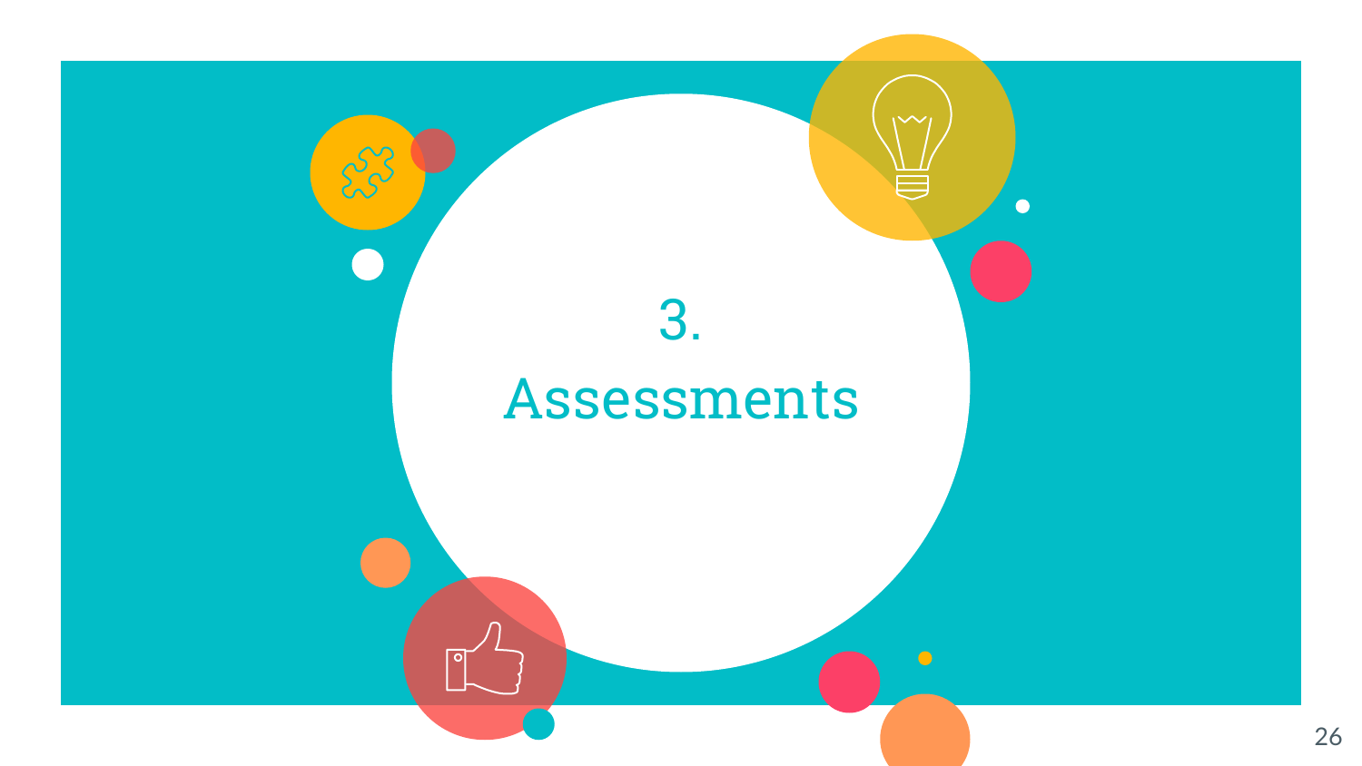# 3. Assessments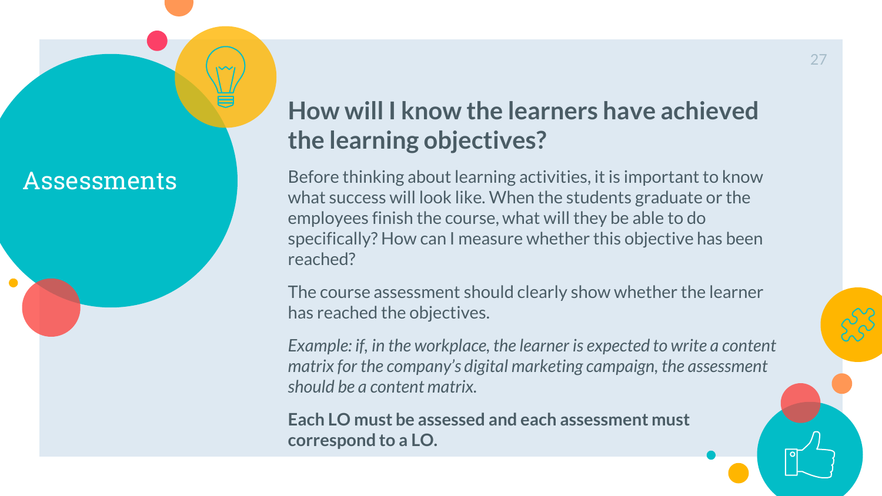# Assessments

## How will I know the learners have achieved the learning objectives?

Before thinking about learning activities, it is important to know what success will look like. When the students graduate or the employees finish the course, what will they be able to do specifically? How can I measure whether this objective has been reached?

The course assessment should clearly show whether the learner has reached the objectives.

*Example: if, in the workplace, the learner is expected to write a content matrix for the company's digital marketing campaign, the assessment should be a content matrix.*

**Each LO must be assessed and each assessment must correspond to a LO.**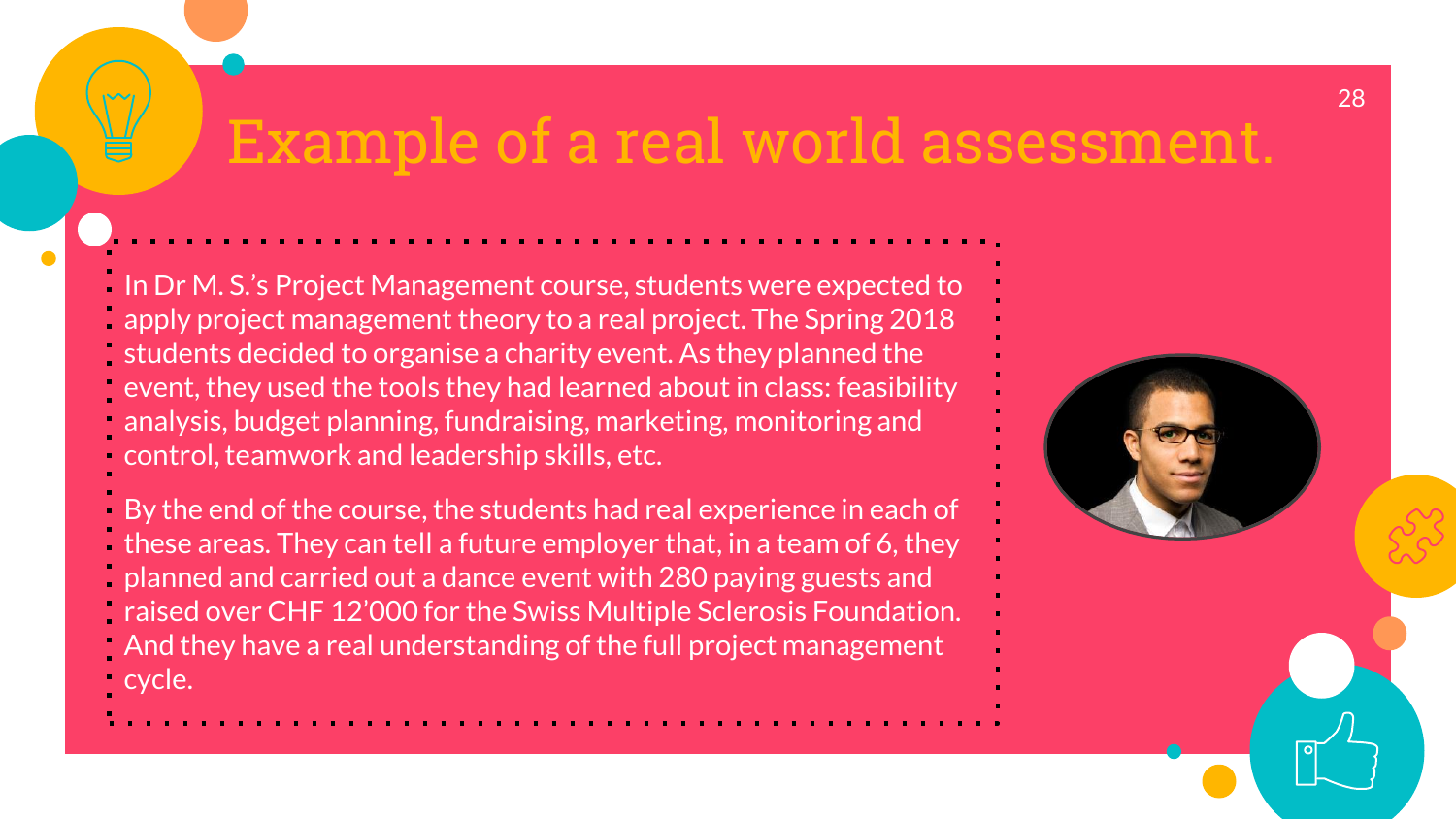# Example of a real world assessment.

In Dr M. S.'s Project Management course, students were expected to apply project management theory to a real project. The Spring 2018 students decided to organise a charity event. As they planned the event, they used the tools they had learned about in class: feasibility analysis, budget planning, fundraising, marketing, monitoring and control, teamwork and leadership skills, etc.

By the end of the course, the students had real experience in each of these areas. They can tell a future employer that, in a team of 6, they planned and carried out a dance event with 280 paying guests and raised over CHF 12'000 for the Swiss Multiple Sclerosis Foundation. And they have a real understanding of the full project management cycle.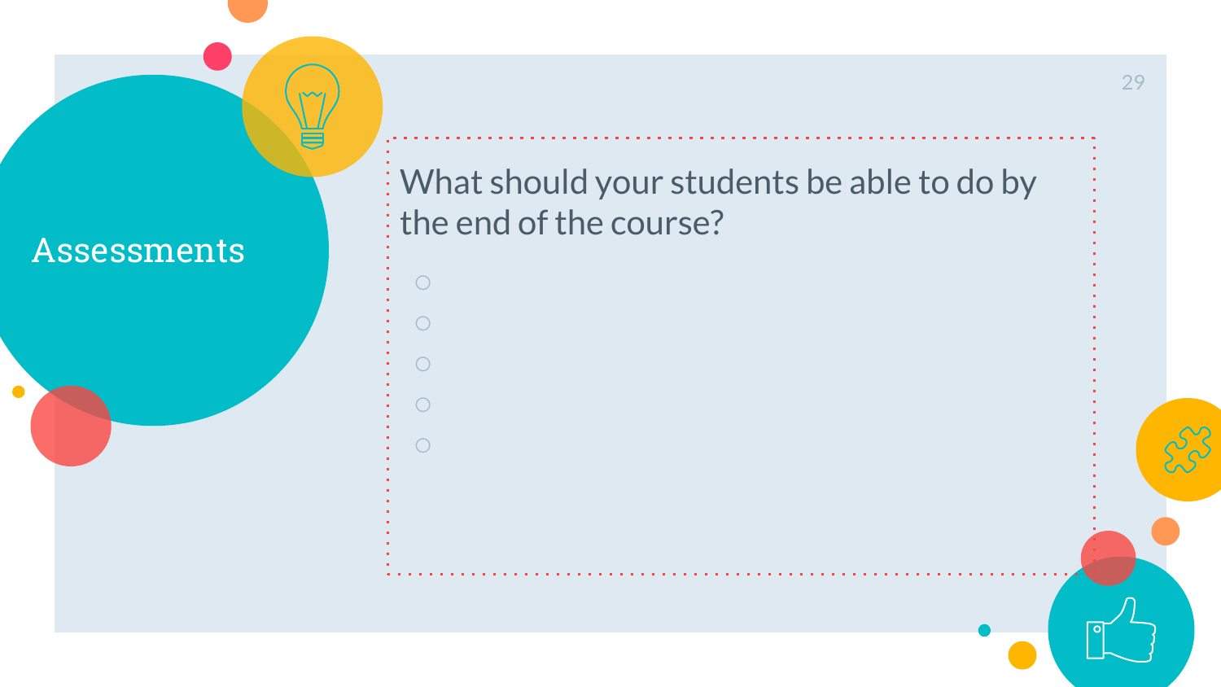# Assessments

What should your students be able to do by the end of the course?

- 
- 
- 
- 
-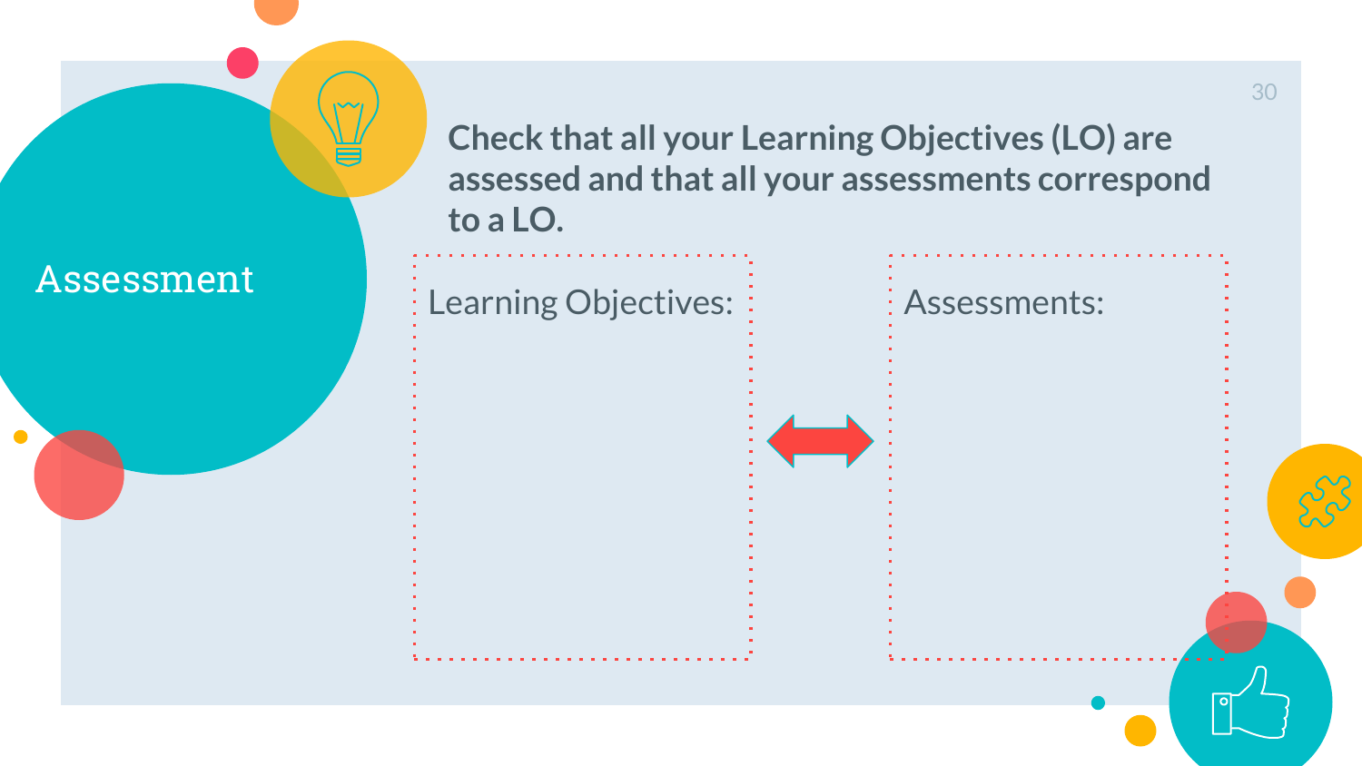# Assessment

**Check that all your Learning Objectives (LO) are assessed and that all your assessments correspond to a LO.**

| Learning Objectives: | ⟷ | Assessments: |
| --- | --- | --- |
| | | |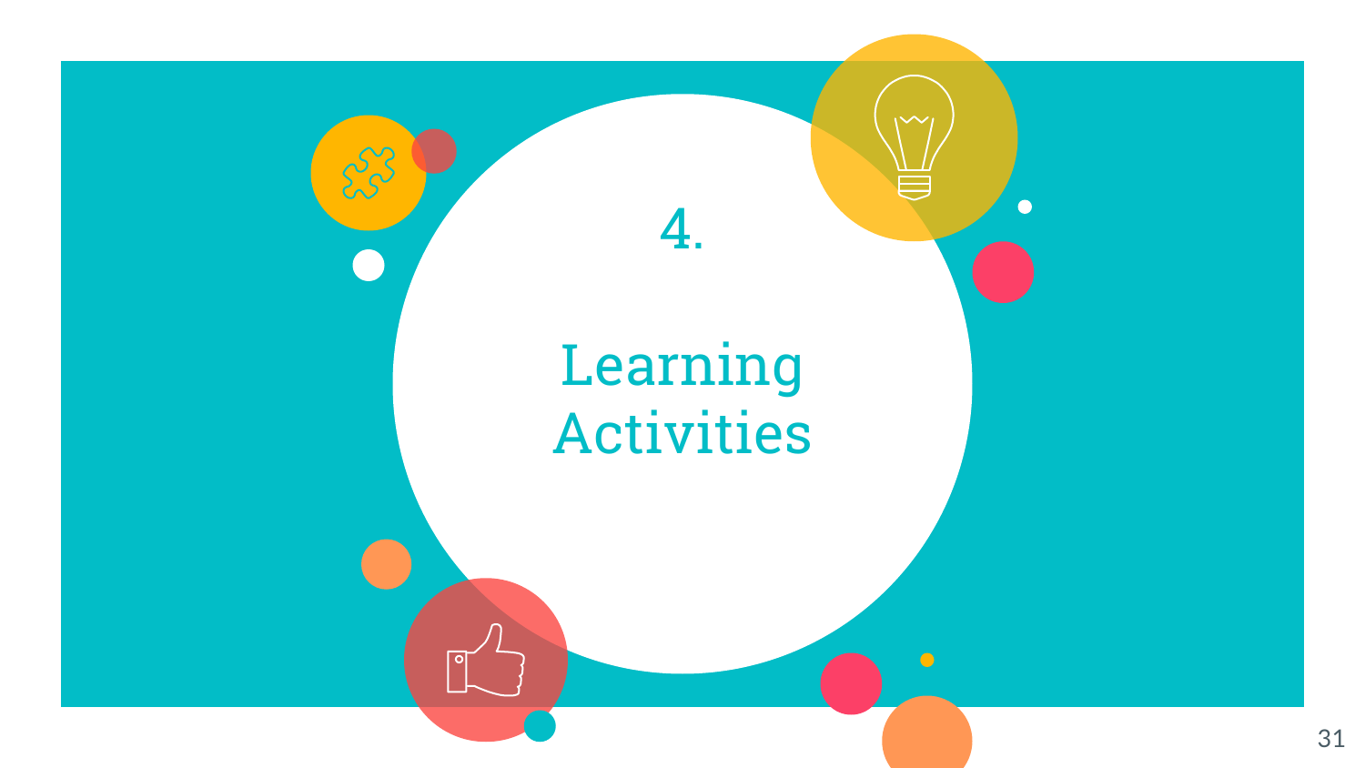# 4.

# Learning Activities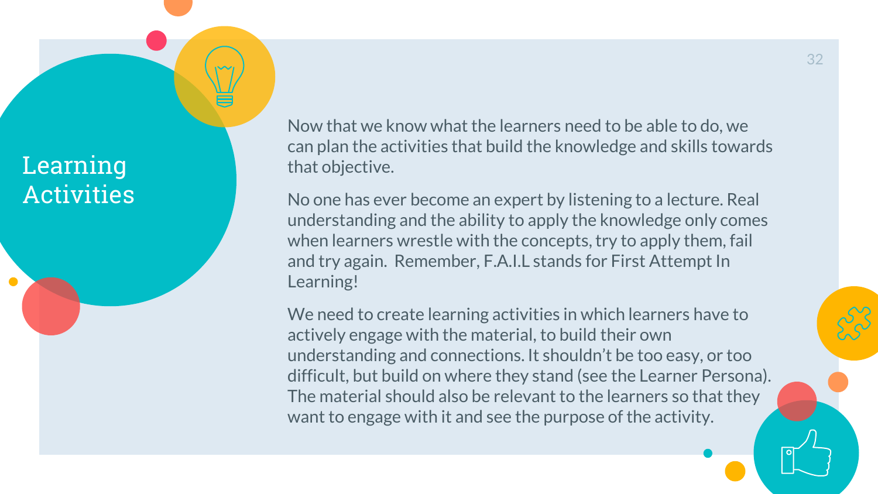# Learning Activities

Now that we know what the learners need to be able to do, we can plan the activities that build the knowledge and skills towards that objective.

No one has ever become an expert by listening to a lecture. Real understanding and the ability to apply the knowledge only comes when learners wrestle with the concepts, try to apply them, fail and try again.  Remember, F.A.I.L stands for First Attempt In Learning!

We need to create learning activities in which learners have to actively engage with the material, to build their own understanding and connections. It shouldn't be too easy, or too difficult, but build on where they stand (see the Learner Persona). The material should also be relevant to the learners so that they want to engage with it and see the purpose of the activity.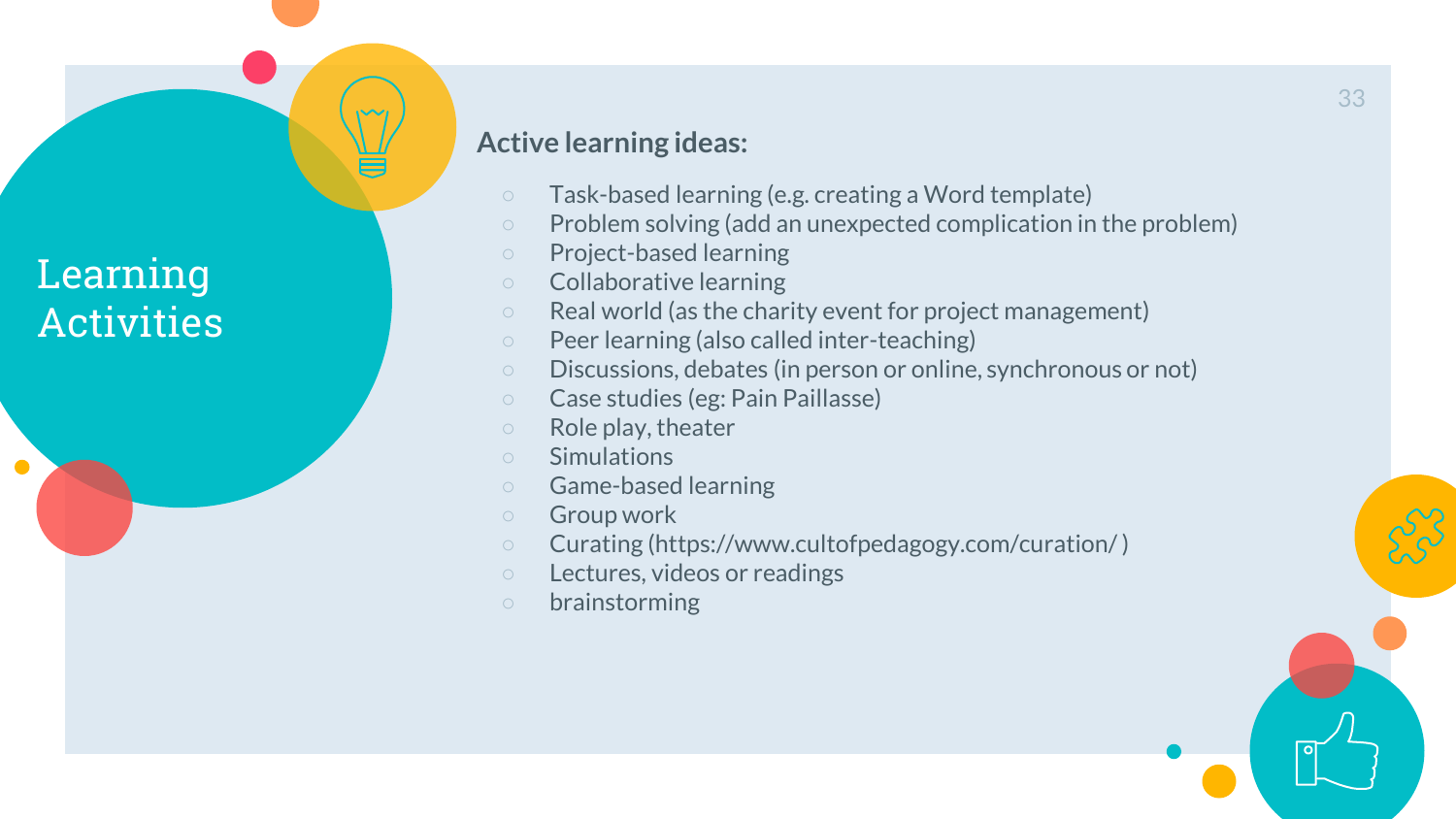# Learning Activities

**Active learning ideas:**

- Task-based learning (e.g. creating a Word template)
- Problem solving (add an unexpected complication in the problem)
- Project-based learning
- Collaborative learning
- Real world (as the charity event for project management)
- Peer learning (also called inter-teaching)
- Discussions, debates (in person or online, synchronous or not)
- Case studies (eg: Pain Paillasse)
- Role play, theater
- Simulations
- Game-based learning
- Group work
- Curating (https://www.cultofpedagogy.com/curation/ )
- Lectures, videos or readings
- brainstorming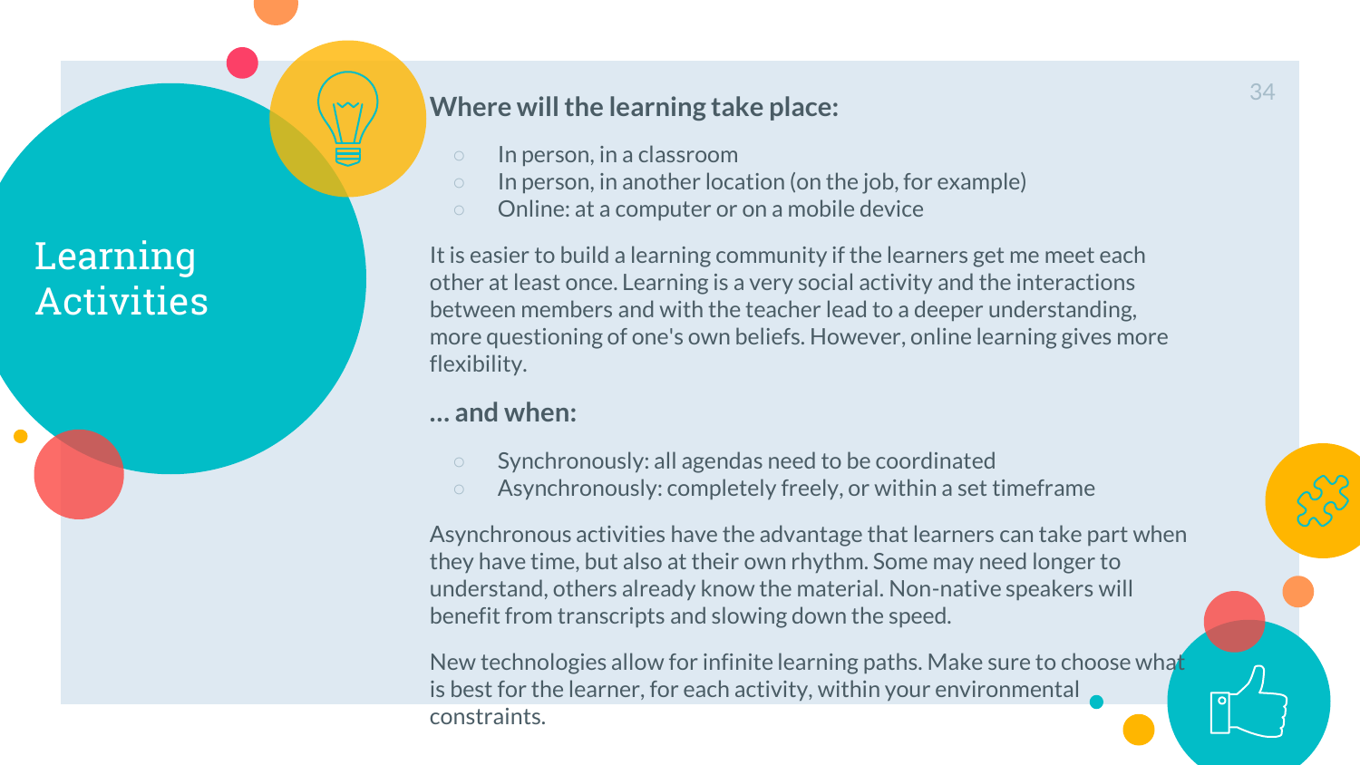# Learning Activities

**Where will the learning take place:**

- In person, in a classroom
- In person, in another location (on the job, for example)
- Online: at a computer or on a mobile device

It is easier to build a learning community if the learners get me meet each other at least once. Learning is a very social activity and the interactions between members and with the teacher lead to a deeper understanding, more questioning of one's own beliefs. However, online learning gives more flexibility.

**… and when:**

- Synchronously: all agendas need to be coordinated
- Asynchronously: completely freely, or within a set timeframe

Asynchronous activities have the advantage that learners can take part when they have time, but also at their own rhythm. Some may need longer to understand, others already know the material. Non-native speakers will benefit from transcripts and slowing down the speed.

New technologies allow for infinite learning paths. Make sure to choose what is best for the learner, for each activity, within your environmental constraints.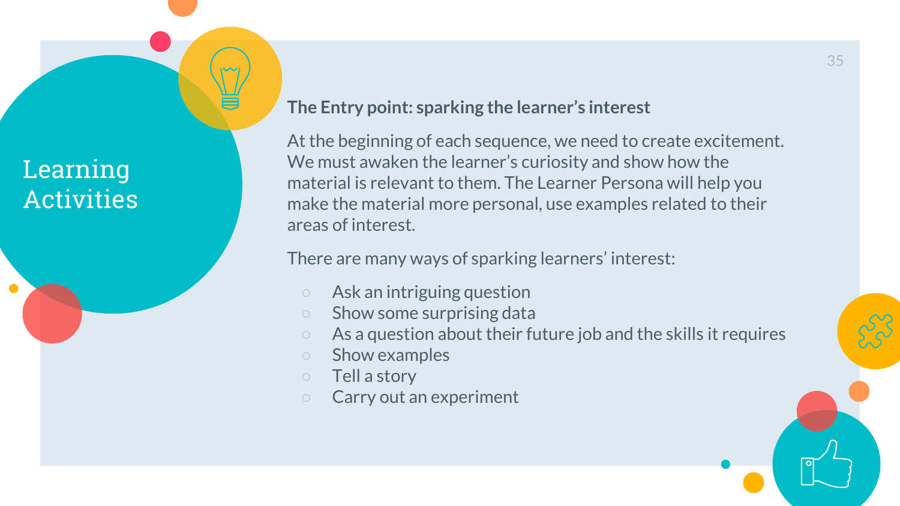# Learning Activities

**The Entry point: sparking the learner's interest**

At the beginning of each sequence, we need to create excitement. We must awaken the learner's curiosity and show how the material is relevant to them. The Learner Persona will help you make the material more personal, use examples related to their areas of interest.

There are many ways of sparking learners' interest:

- Ask an intriguing question
- Show some surprising data
- As a question about their future job and the skills it requires
- Show examples
- Tell a story
- Carry out an experiment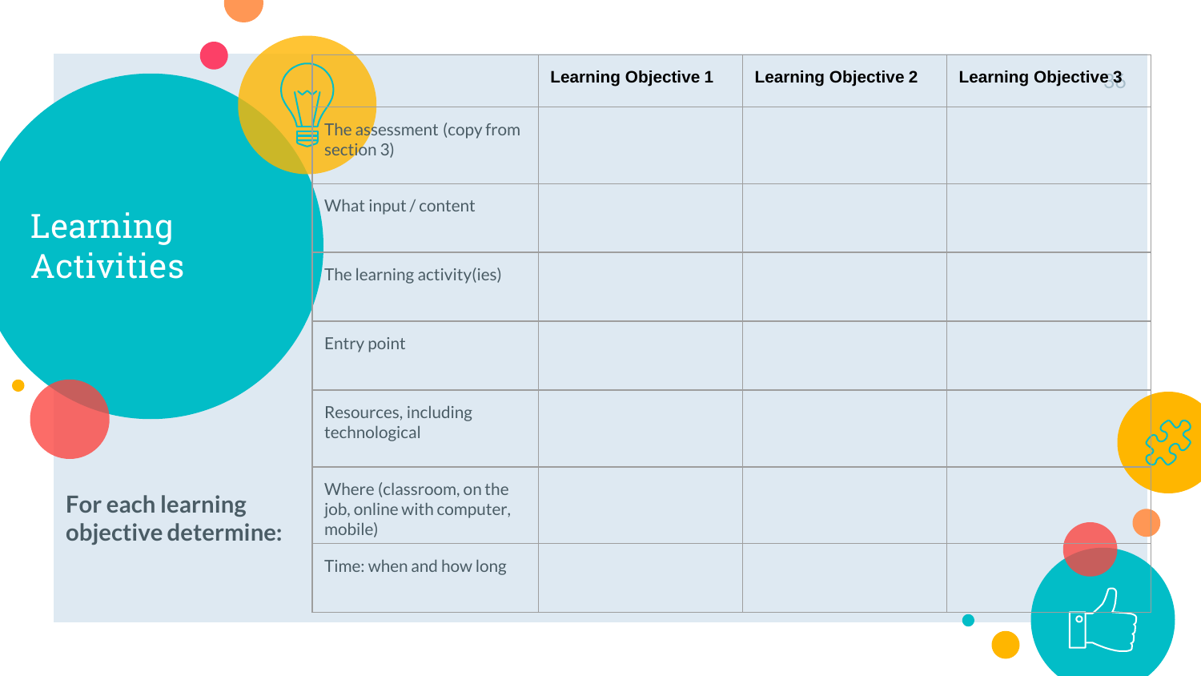# Learning Activities

**For each learning objective determine:**

| | Learning Objective 1 | Learning Objective 2 | Learning Objective 3 |
|---|---|---|---|
| The assessment (copy from section 3) | | | |
| What input / content | | | |
| The learning activity(ies) | | | |
| Entry point | | | |
| Resources, including technological | | | |
| Where (classroom, on the job, online with computer, mobile) | | | |
| Time: when and how long | | | |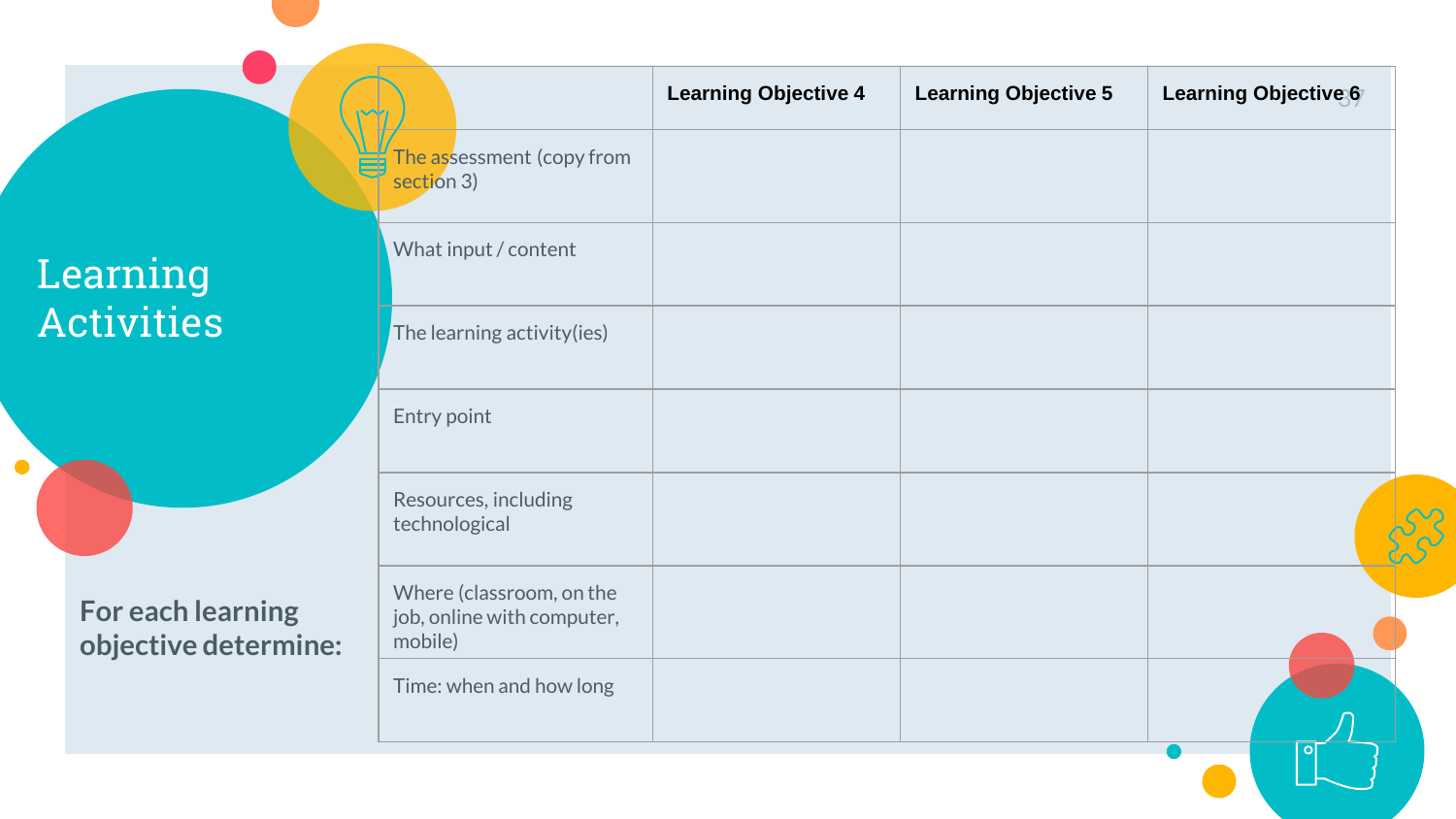# Learning Activities

**For each learning objective determine:**

| | Learning Objective 4 | Learning Objective 5 | Learning Objective 6 |
|---|---|---|---|
| The assessment (copy from section 3) | | | |
| What input / content | | | |
| The learning activity(ies) | | | |
| Entry point | | | |
| Resources, including technological | | | |
| Where (classroom, on the job, online with computer, mobile) | | | |
| Time: when and how long | | | |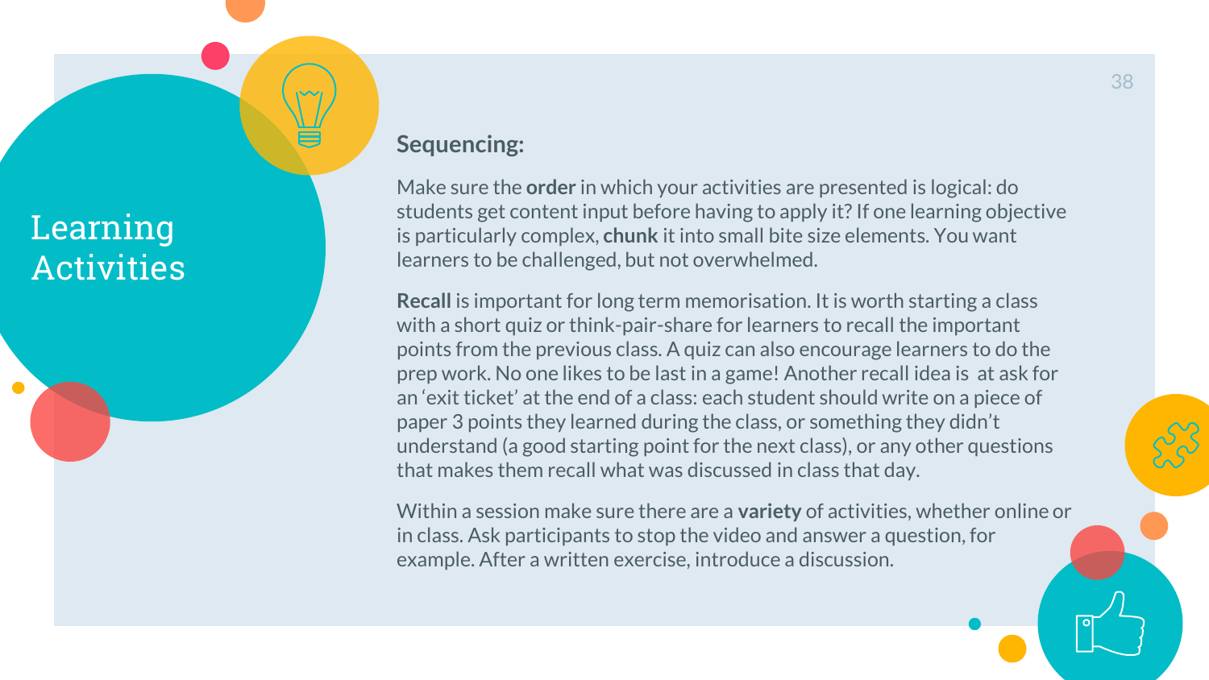# Learning Activities

### Sequencing:

Make sure the **order** in which your activities are presented is logical: do students get content input before having to apply it? If one learning objective is particularly complex, **chunk** it into small bite size elements. You want learners to be challenged, but not overwhelmed.

**Recall** is important for long term memorisation. It is worth starting a class with a short quiz or think-pair-share for learners to recall the important points from the previous class. A quiz can also encourage learners to do the prep work. No one likes to be last in a game! Another recall idea is at ask for an 'exit ticket' at the end of a class: each student should write on a piece of paper 3 points they learned during the class, or something they didn't understand (a good starting point for the next class), or any other questions that makes them recall what was discussed in class that day.

Within a session make sure there are a **variety** of activities, whether online or in class. Ask participants to stop the video and answer a question, for example. After a written exercise, introduce a discussion.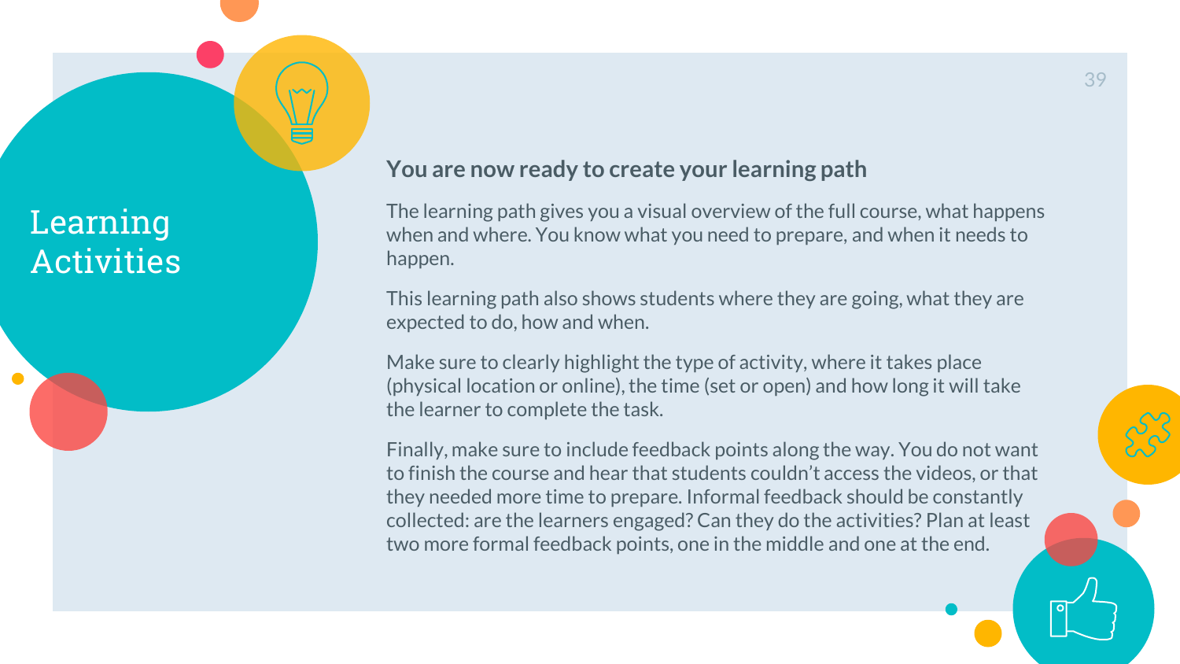# Learning Activities

## You are now ready to create your learning path

The learning path gives you a visual overview of the full course, what happens when and where. You know what you need to prepare, and when it needs to happen.

This learning path also shows students where they are going, what they are expected to do, how and when.

Make sure to clearly highlight the type of activity, where it takes place (physical location or online), the time (set or open) and how long it will take the learner to complete the task.

Finally, make sure to include feedback points along the way. You do not want to finish the course and hear that students couldn't access the videos, or that they needed more time to prepare. Informal feedback should be constantly collected: are the learners engaged? Can they do the activities? Plan at least two more formal feedback points, one in the middle and one at the end.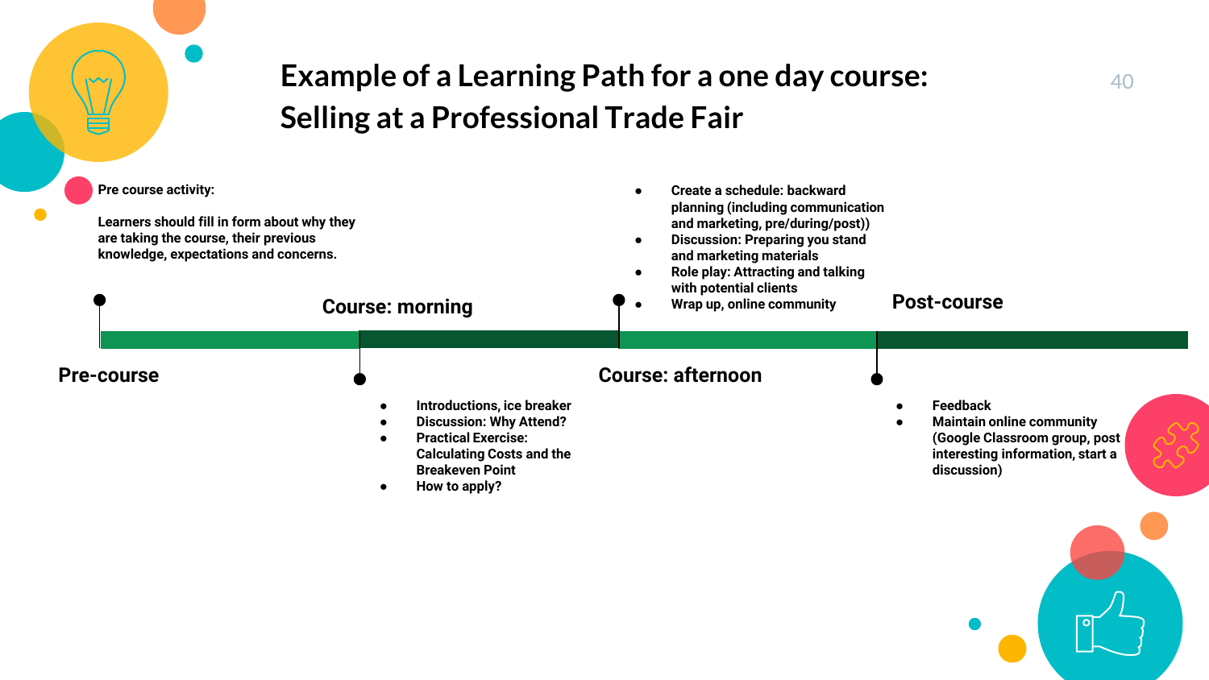# Example of a Learning Path for a one day course: Selling at a Professional Trade Fair

## Pre-course

**Pre course activity:**

Learners should fill in form about why they are taking the course, their previous knowledge, expectations and concerns.

## Course: morning

- Introductions, ice breaker
- Discussion: Why Attend?
- Practical Exercise: Calculating Costs and the Breakeven Point
- How to apply?

## Course: afternoon

- Create a schedule: backward planning (including communication and marketing, pre/during/post))
- Discussion: Preparing you stand and marketing materials
- Role play: Attracting and talking with potential clients
- Wrap up, online community

## Post-course

- Feedback
- Maintain online community (Google Classroom group, post interesting information, start a discussion)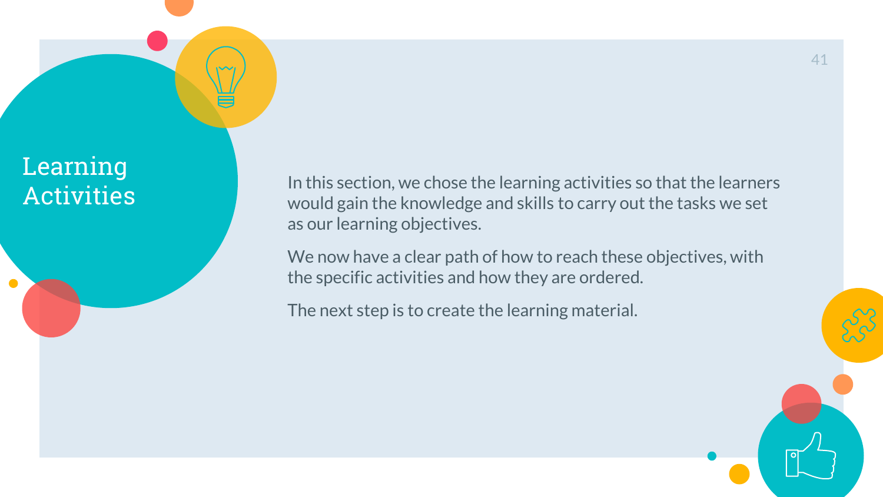# Learning Activities

In this section, we chose the learning activities so that the learners would gain the knowledge and skills to carry out the tasks we set as our learning objectives.

We now have a clear path of how to reach these objectives, with the specific activities and how they are ordered.

The next step is to create the learning material.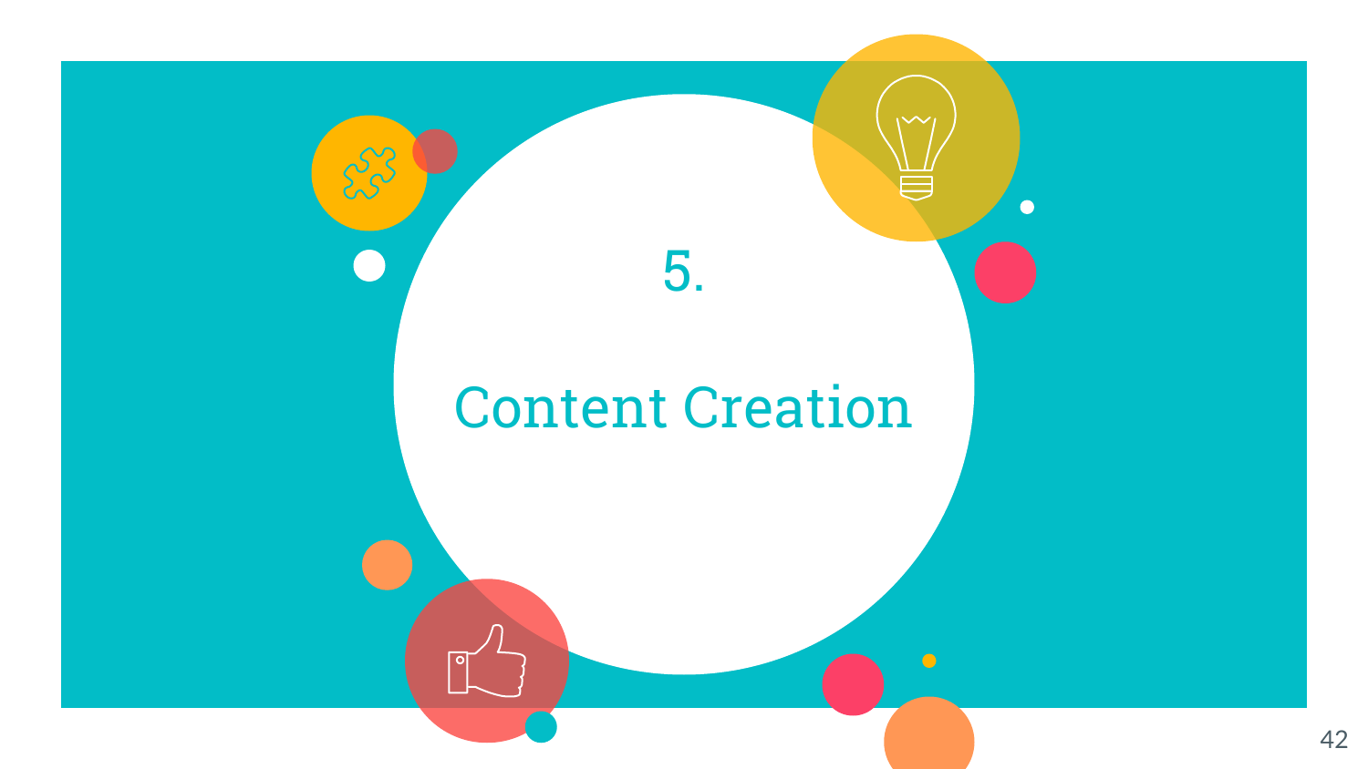# 5.

# Content Creation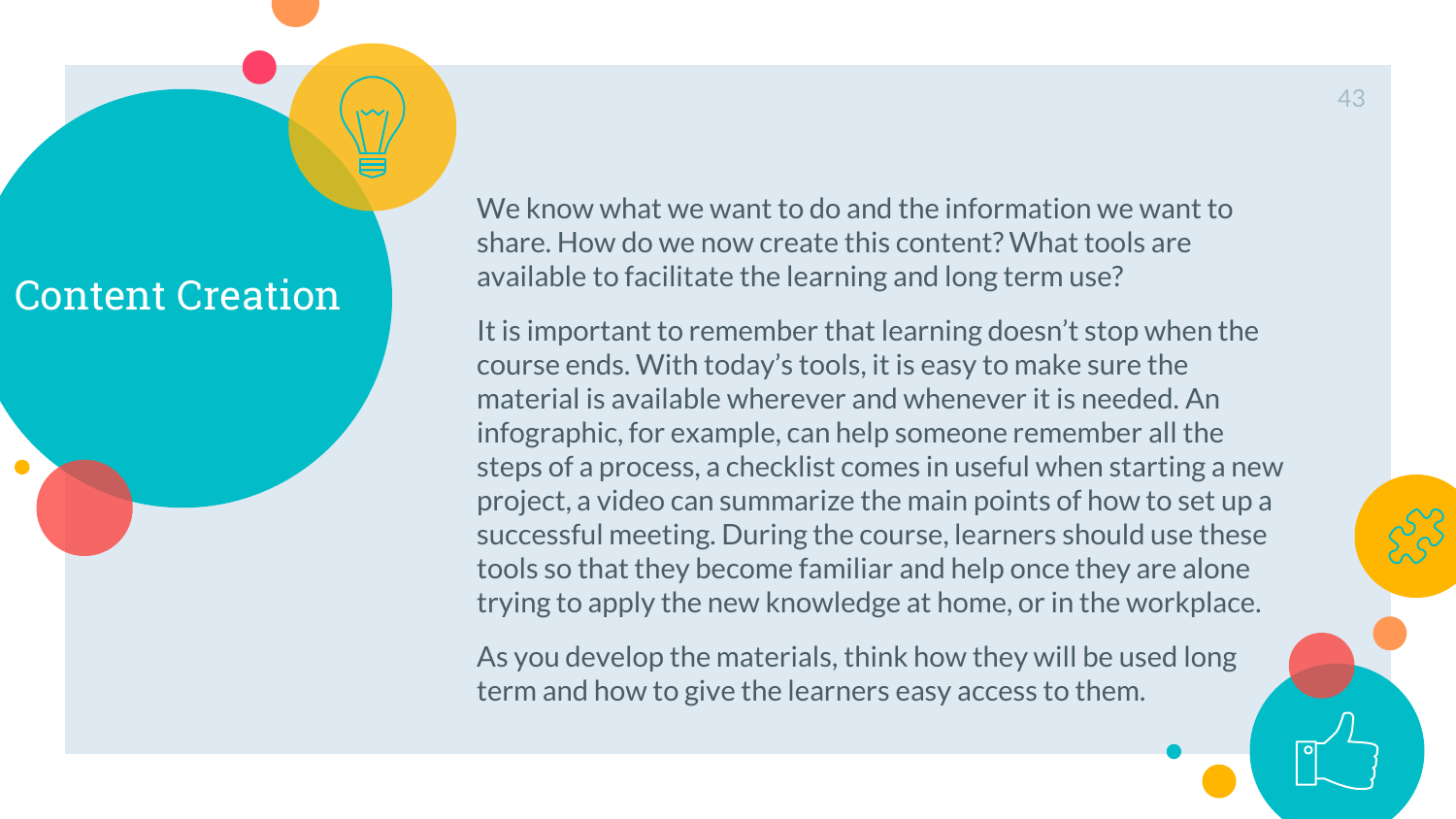# Content Creation

We know what we want to do and the information we want to share. How do we now create this content? What tools are available to facilitate the learning and long term use?

It is important to remember that learning doesn't stop when the course ends. With today's tools, it is easy to make sure the material is available wherever and whenever it is needed. An infographic, for example, can help someone remember all the steps of a process, a checklist comes in useful when starting a new project, a video can summarize the main points of how to set up a successful meeting. During the course, learners should use these tools so that they become familiar and help once they are alone trying to apply the new knowledge at home, or in the workplace.

As you develop the materials, think how they will be used long term and how to give the learners easy access to them.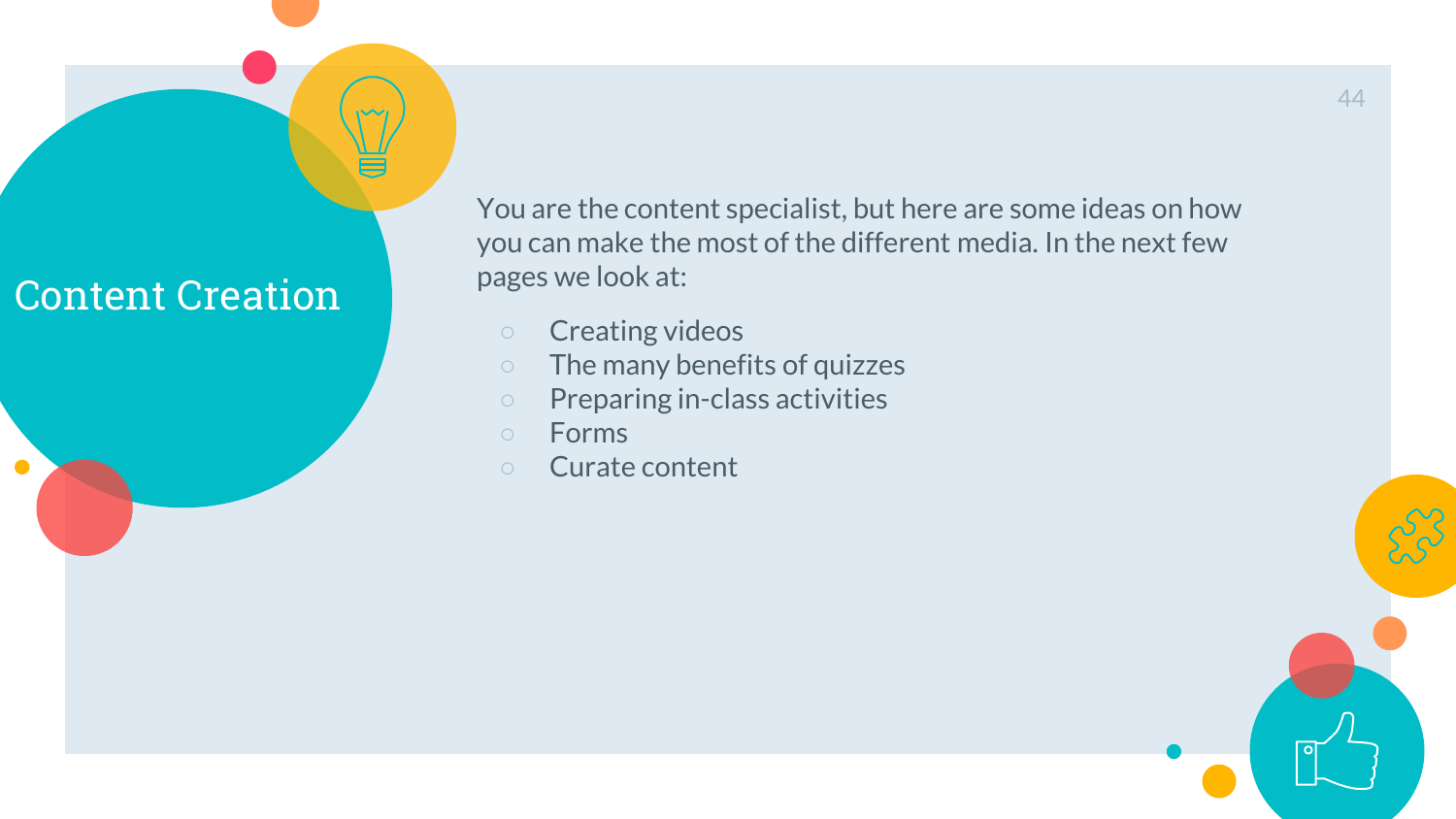# Content Creation

You are the content specialist, but here are some ideas on how you can make the most of the different media. In the next few pages we look at:

- Creating videos
- The many benefits of quizzes
- Preparing in-class activities
- Forms
- Curate content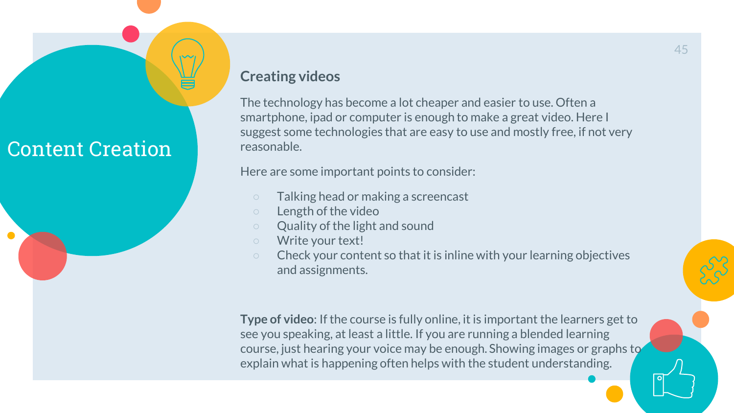# Content Creation

## Creating videos

The technology has become a lot cheaper and easier to use. Often a smartphone, ipad or computer is enough to make a great video. Here I suggest some technologies that are easy to use and mostly free, if not very reasonable.

Here are some important points to consider:

- Talking head or making a screencast
- Length of the video
- Quality of the light and sound
- Write your text!
- Check your content so that it is inline with your learning objectives and assignments.

**Type of video**: If the course is fully online, it is important the learners get to see you speaking, at least a little. If you are running a blended learning course, just hearing your voice may be enough. Showing images or graphs to explain what is happening often helps with the student understanding.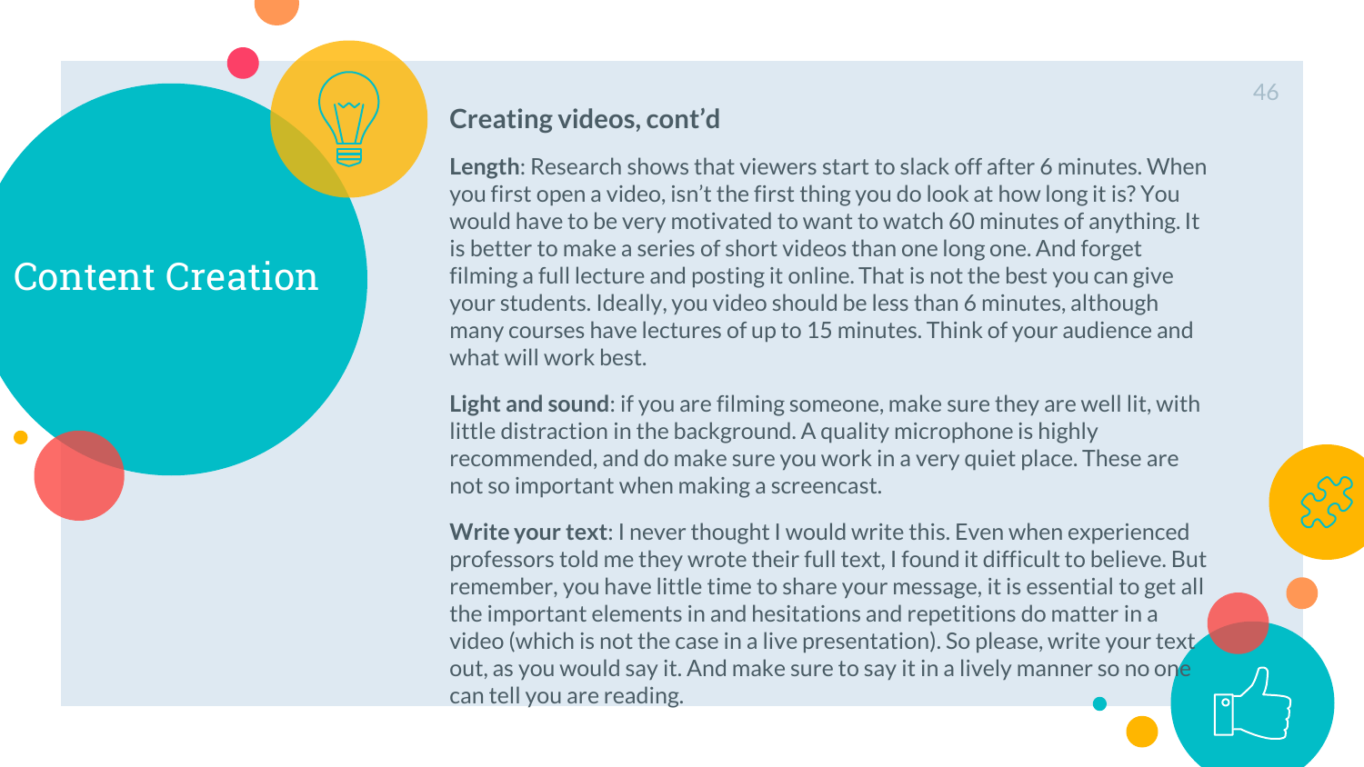# Content Creation

## Creating videos, cont'd

**Length**: Research shows that viewers start to slack off after 6 minutes. When you first open a video, isn't the first thing you do look at how long it is? You would have to be very motivated to want to watch 60 minutes of anything. It is better to make a series of short videos than one long one. And forget filming a full lecture and posting it online. That is not the best you can give your students. Ideally, you video should be less than 6 minutes, although many courses have lectures of up to 15 minutes. Think of your audience and what will work best.

**Light and sound**: if you are filming someone, make sure they are well lit, with little distraction in the background. A quality microphone is highly recommended, and do make sure you work in a very quiet place. These are not so important when making a screencast.

**Write your text**: I never thought I would write this. Even when experienced professors told me they wrote their full text, I found it difficult to believe. But remember, you have little time to share your message, it is essential to get all the important elements in and hesitations and repetitions do matter in a video (which is not the case in a live presentation). So please, write your text out, as you would say it. And make sure to say it in a lively manner so no one can tell you are reading.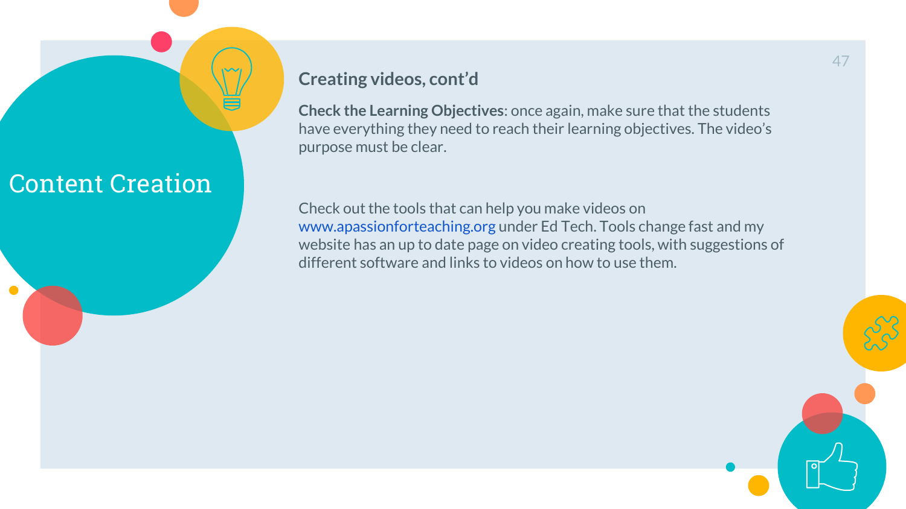# Content Creation

## Creating videos, cont'd

**Check the Learning Objectives**: once again, make sure that the students have everything they need to reach their learning objectives. The video's purpose must be clear.

Check out the tools that can help you make videos on www.apassionforteaching.org under Ed Tech. Tools change fast and my website has an up to date page on video creating tools, with suggestions of different software and links to videos on how to use them.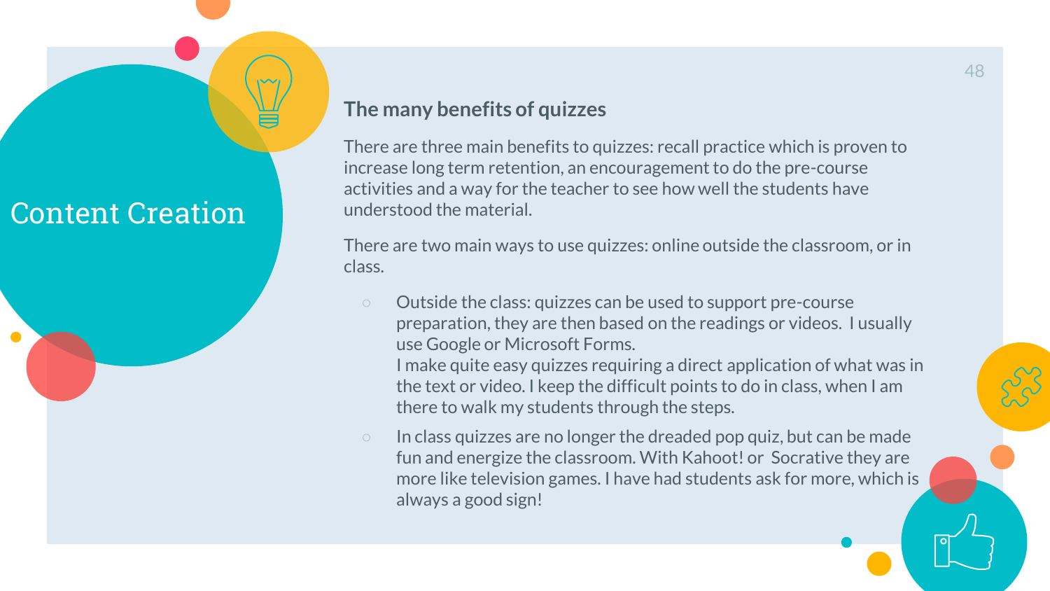# Content Creation

## The many benefits of quizzes

There are three main benefits to quizzes: recall practice which is proven to increase long term retention, an encouragement to do the pre-course activities and a way for the teacher to see how well the students have understood the material.

There are two main ways to use quizzes: online outside the classroom, or in class.

- Outside the class: quizzes can be used to support pre-course preparation, they are then based on the readings or videos. I usually use Google or Microsoft Forms.
  I make quite easy quizzes requiring a direct application of what was in the text or video. I keep the difficult points to do in class, when I am there to walk my students through the steps.
- In class quizzes are no longer the dreaded pop quiz, but can be made fun and energize the classroom. With Kahoot! or Socrative they are more like television games. I have had students ask for more, which is always a good sign!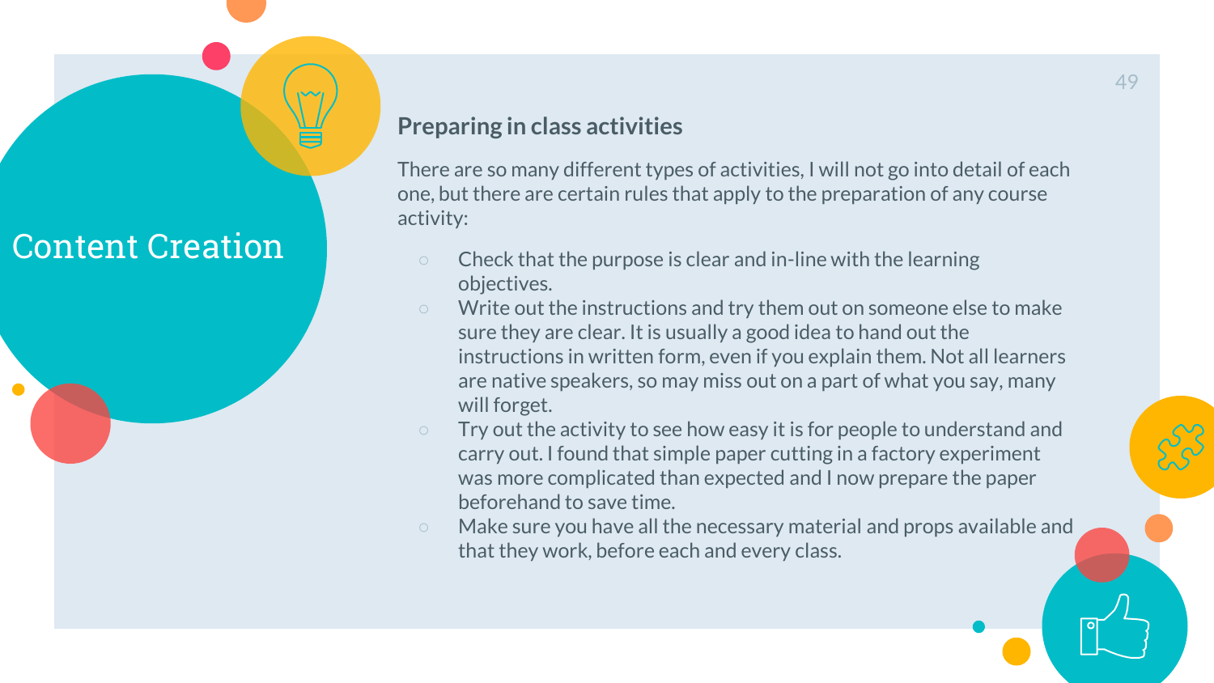# Content Creation

## Preparing in class activities

There are so many different types of activities, I will not go into detail of each one, but there are certain rules that apply to the preparation of any course activity:

- Check that the purpose is clear and in-line with the learning objectives.
- Write out the instructions and try them out on someone else to make sure they are clear. It is usually a good idea to hand out the instructions in written form, even if you explain them. Not all learners are native speakers, so may miss out on a part of what you say, many will forget.
- Try out the activity to see how easy it is for people to understand and carry out. I found that simple paper cutting in a factory experiment was more complicated than expected and I now prepare the paper beforehand to save time.
- Make sure you have all the necessary material and props available and that they work, before each and every class.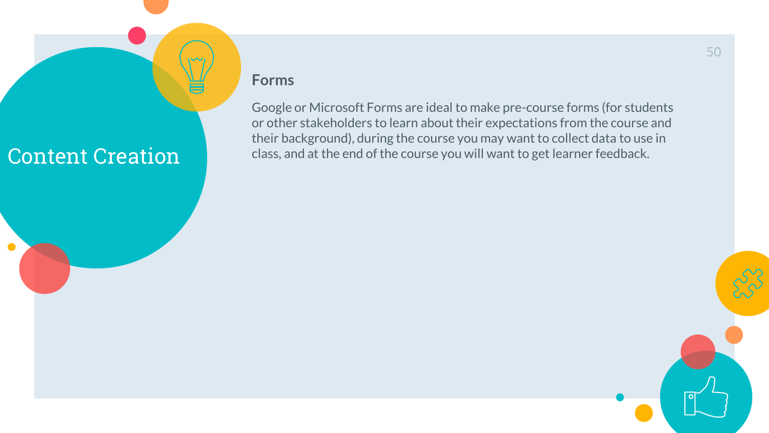# Content Creation

## Forms

Google or Microsoft Forms are ideal to make pre-course forms (for students or other stakeholders to learn about their expectations from the course and their background), during the course you may want to collect data to use in class, and at the end of the course you will want to get learner feedback.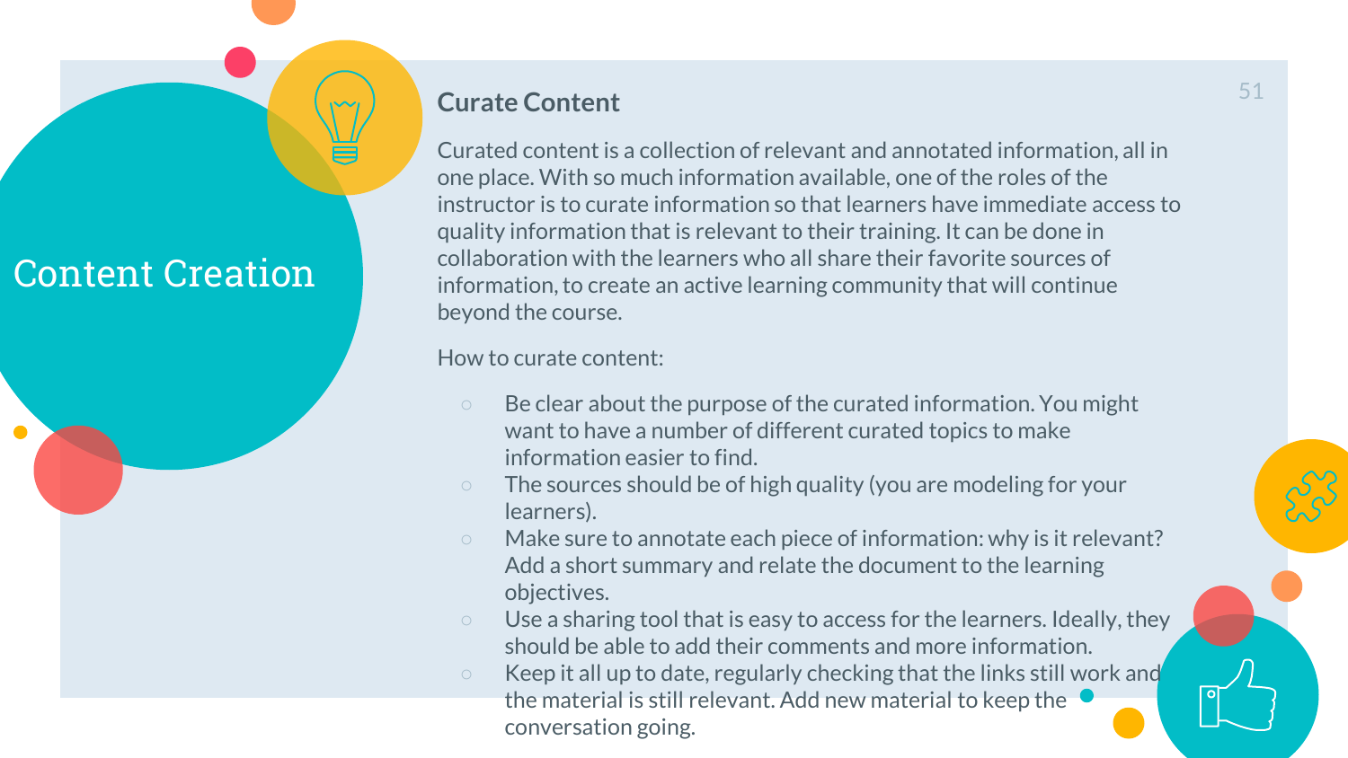# Content Creation

## Curate Content

Curated content is a collection of relevant and annotated information, all in one place. With so much information available, one of the roles of the instructor is to curate information so that learners have immediate access to quality information that is relevant to their training. It can be done in collaboration with the learners who all share their favorite sources of information, to create an active learning community that will continue beyond the course.

How to curate content:

- Be clear about the purpose of the curated information. You might want to have a number of different curated topics to make information easier to find.
- The sources should be of high quality (you are modeling for your learners).
- Make sure to annotate each piece of information: why is it relevant? Add a short summary and relate the document to the learning objectives.
- Use a sharing tool that is easy to access for the learners. Ideally, they should be able to add their comments and more information.
- Keep it all up to date, regularly checking that the links still work and the material is still relevant. Add new material to keep the conversation going.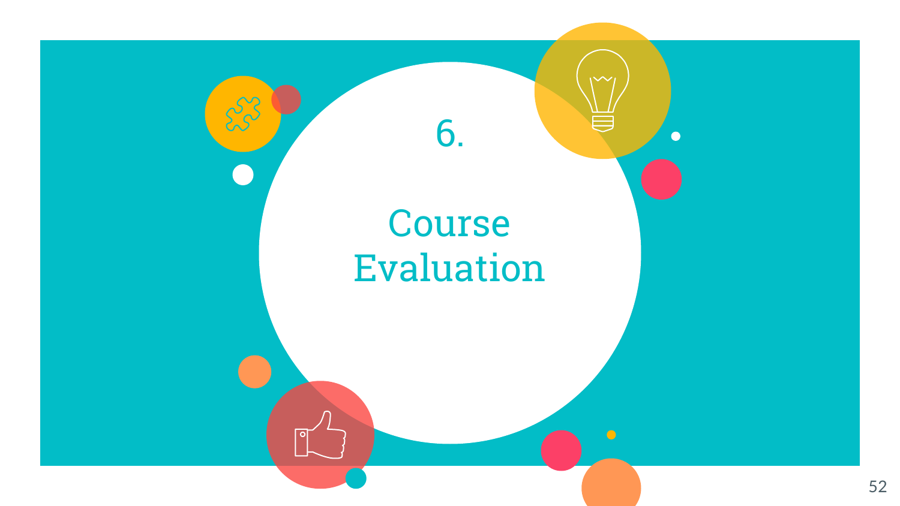# 6.

# Course Evaluation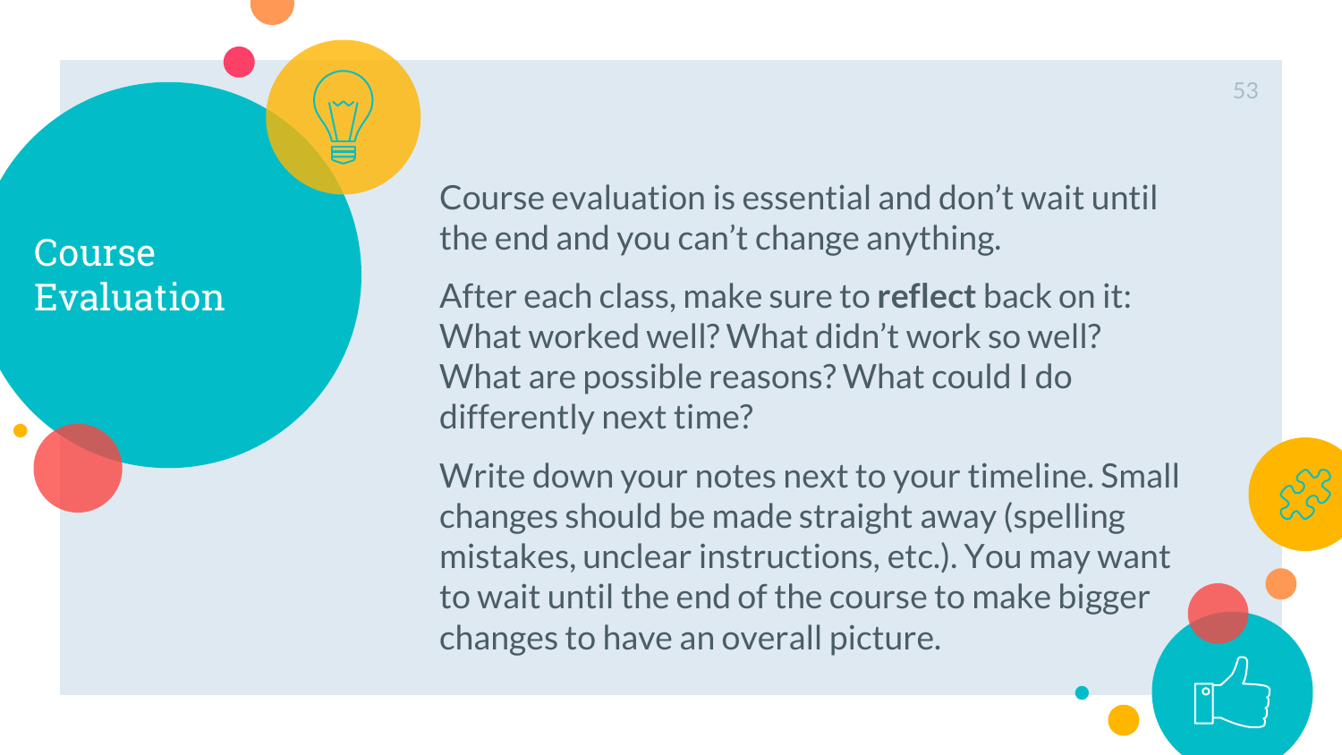# Course Evaluation

Course evaluation is essential and don't wait until the end and you can't change anything.

After each class, make sure to **reflect** back on it: What worked well? What didn't work so well? What are possible reasons? What could I do differently next time?

Write down your notes next to your timeline. Small changes should be made straight away (spelling mistakes, unclear instructions, etc.). You may want to wait until the end of the course to make bigger changes to have an overall picture.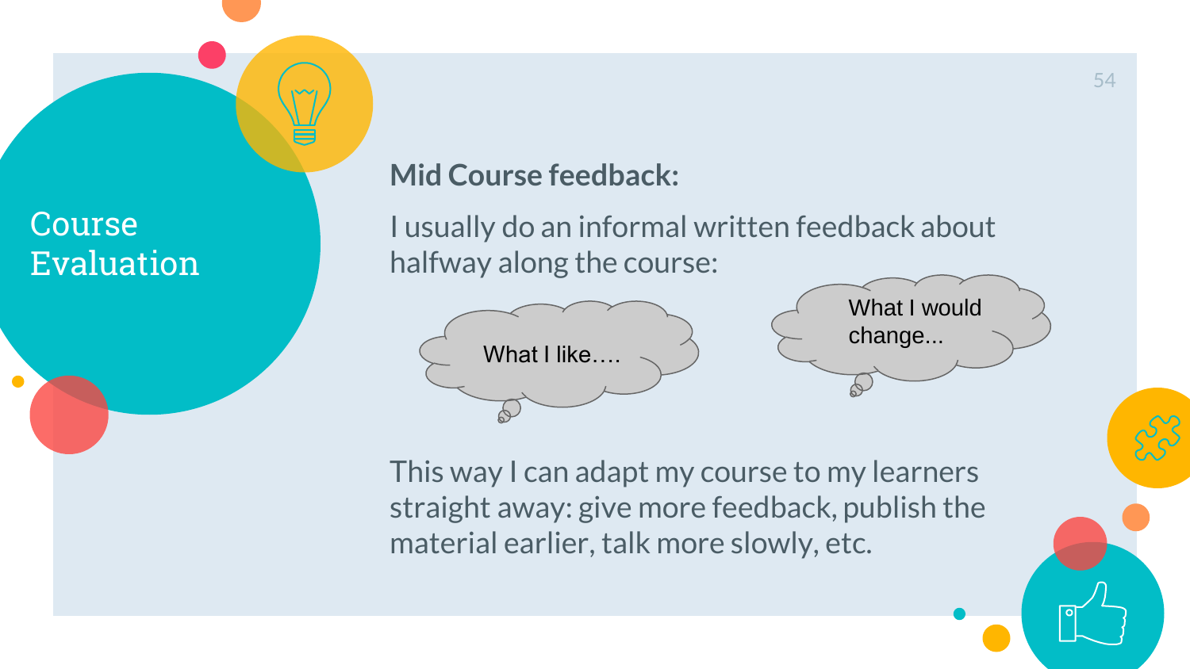# Course Evaluation

**Mid Course feedback:**

I usually do an informal written feedback about halfway along the course:

What I like….

What I would change...

This way I can adapt my course to my learners straight away: give more feedback, publish the material earlier, talk more slowly, etc.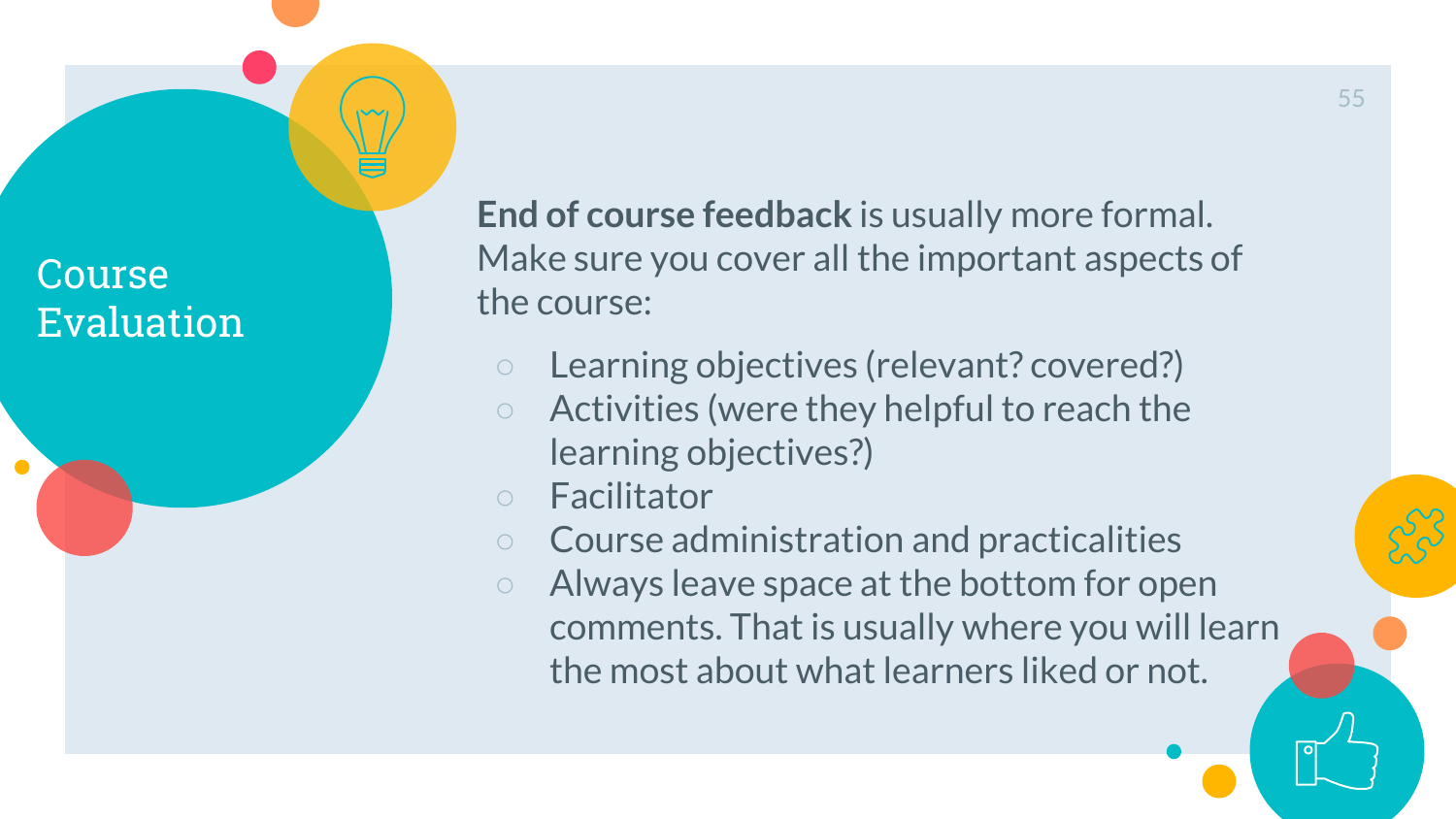# Course Evaluation

**End of course feedback** is usually more formal. Make sure you cover all the important aspects of the course:

- Learning objectives (relevant? covered?)
- Activities (were they helpful to reach the learning objectives?)
- Facilitator
- Course administration and practicalities
- Always leave space at the bottom for open comments. That is usually where you will learn the most about what learners liked or not.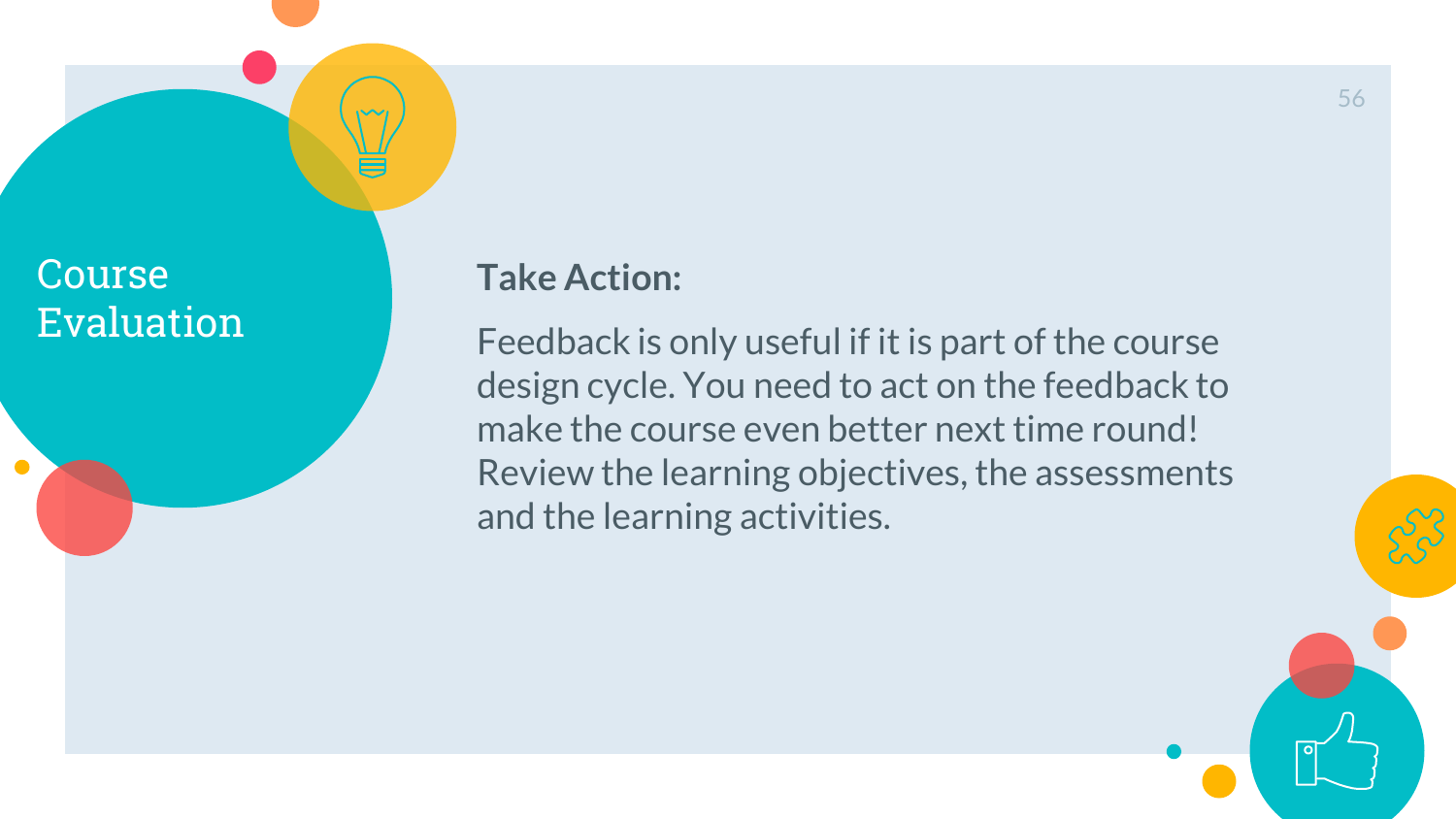# Course Evaluation

**Take Action:**

Feedback is only useful if it is part of the course design cycle. You need to act on the feedback to make the course even better next time round! Review the learning objectives, the assessments and the learning activities.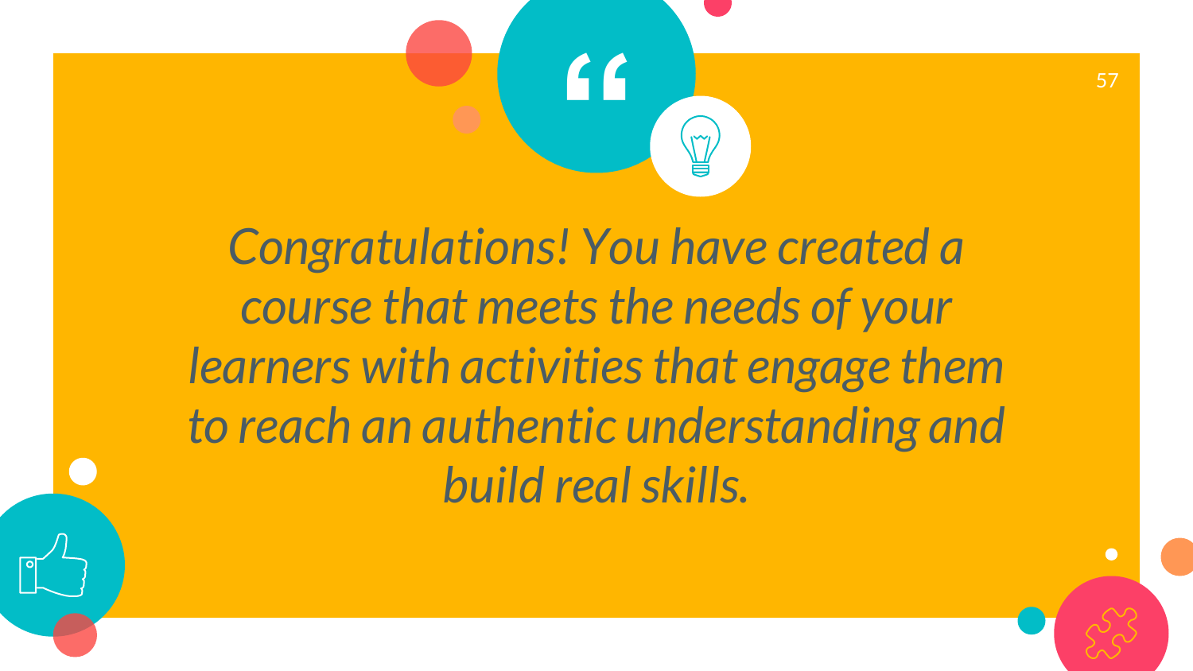*Congratulations! You have created a course that meets the needs of your learners with activities that engage them to reach an authentic understanding and build real skills.*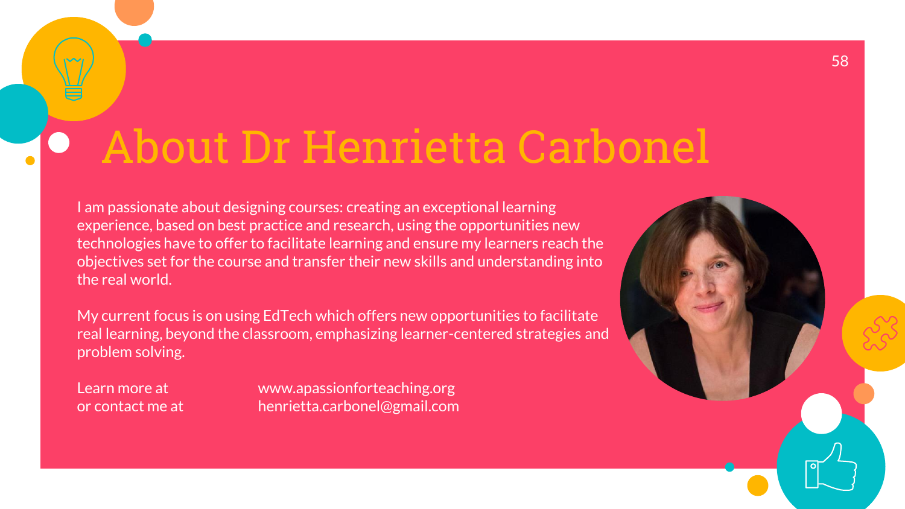# About Dr Henrietta Carbonel

I am passionate about designing courses: creating an exceptional learning experience, based on best practice and research, using the opportunities new technologies have to offer to facilitate learning and ensure my learners reach the objectives set for the course and transfer their new skills and understanding into the real world.

My current focus is on using EdTech which offers new opportunities to facilitate real learning, beyond the classroom, emphasizing learner-centered strategies and problem solving.

Learn more at www.apassionforteaching.org
or contact me at henrietta.carbonel@gmail.com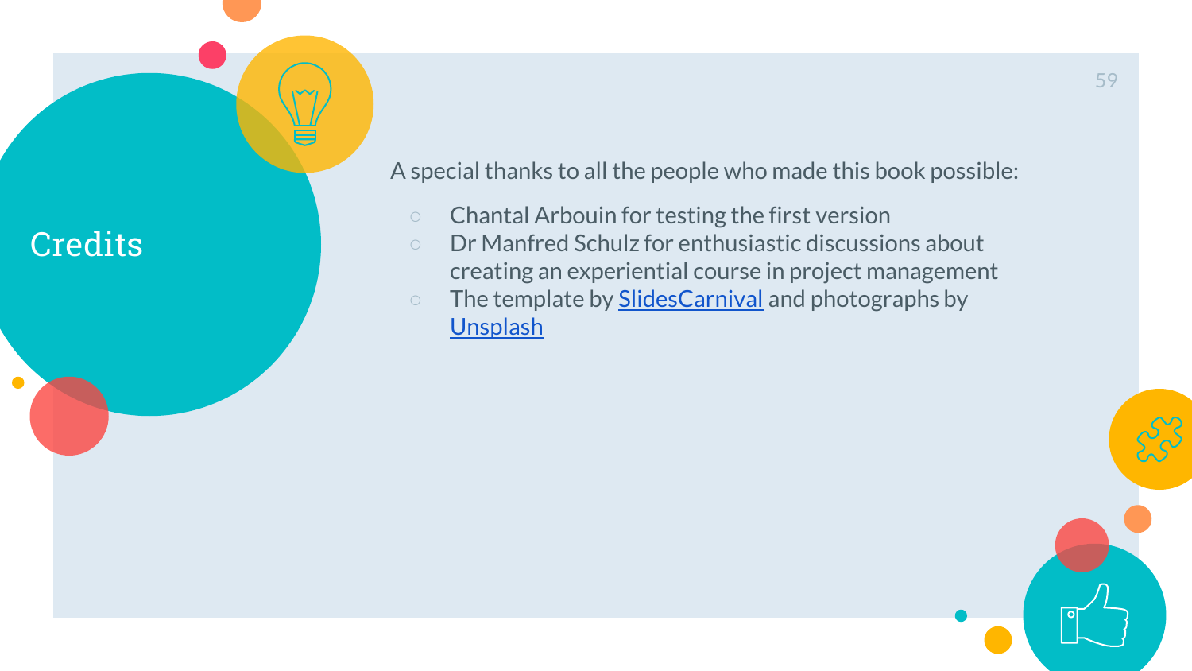# Credits

A special thanks to all the people who made this book possible:

- Chantal Arbouin for testing the first version
- Dr Manfred Schulz for enthusiastic discussions about creating an experiential course in project management
- The template by [SlidesCarnival]() and photographs by [Unsplash]()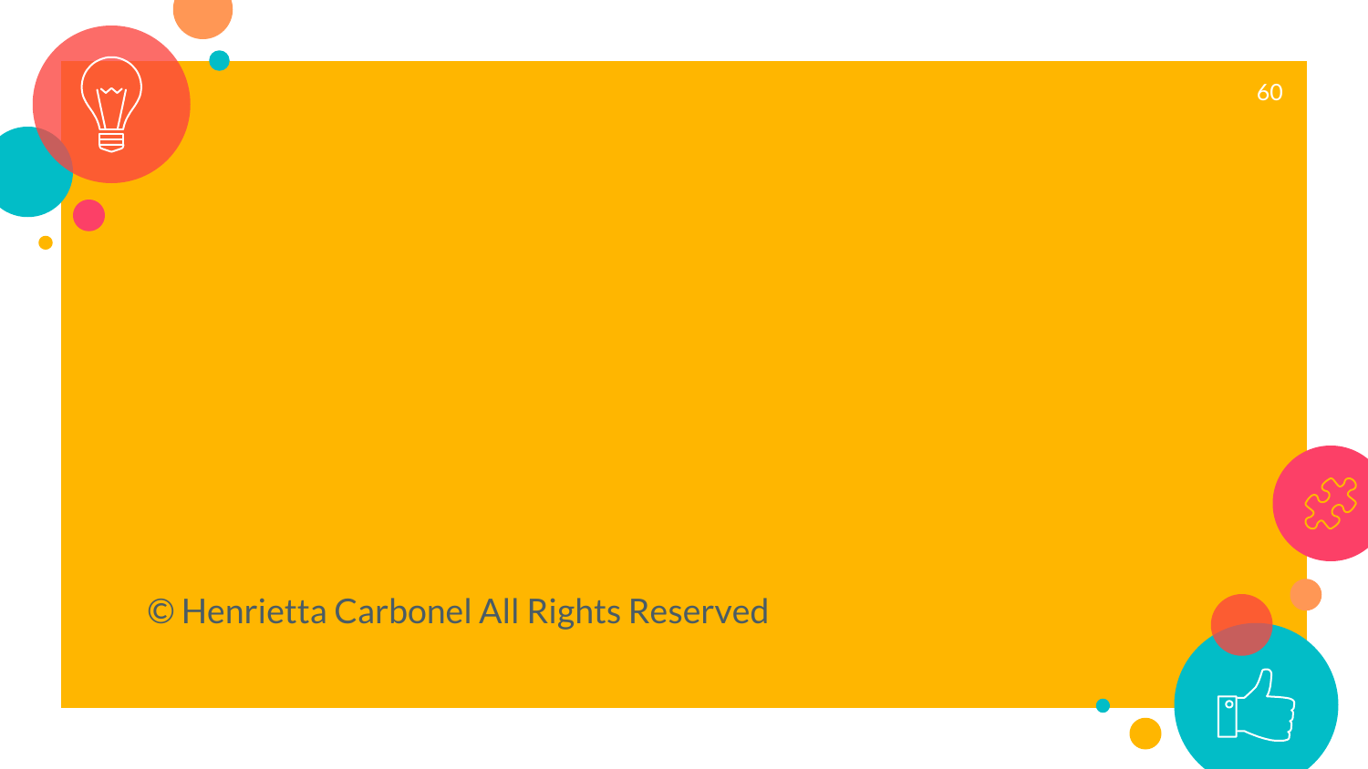© Henrietta Carbonel All Rights Reserved